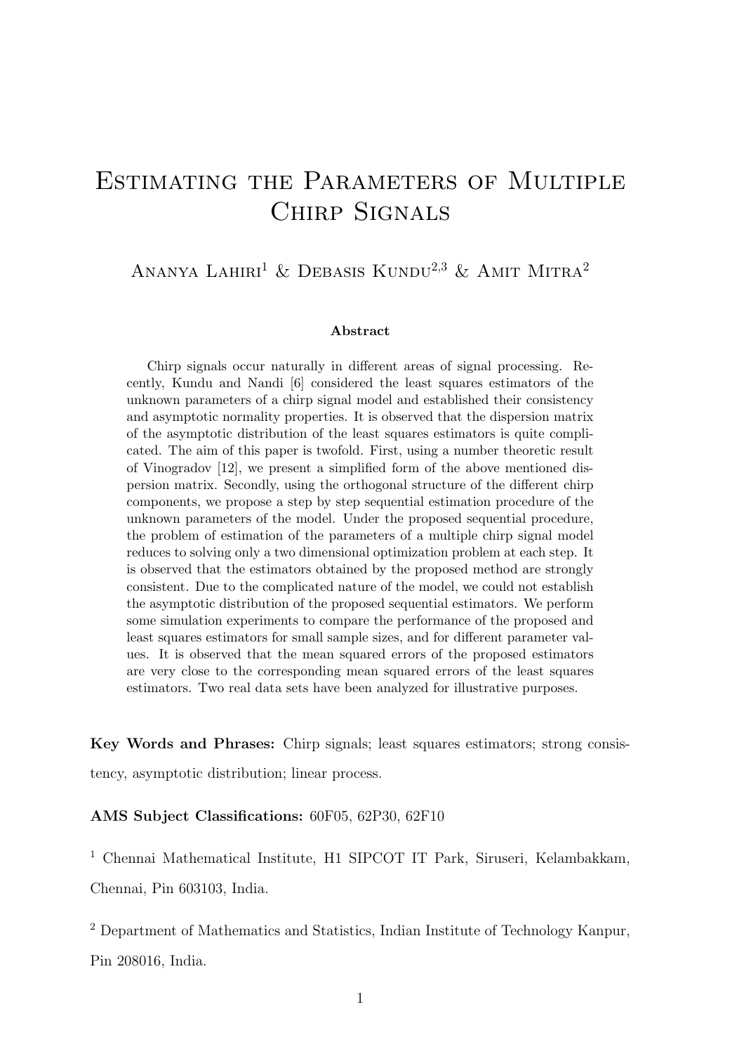# Estimating the Parameters of Multiple Chirp Signals

Ananya Lahiri[1] & Debasis Kundu[2,3] & Amit Mitra[2]

### Abstract

Chirp signals occur naturally in different areas of signal processing. Recently, Kundu and Nandi [6] considered the least squares estimators of the unknown parameters of a chirp signal model and established their consistency and asymptotic normality properties. It is observed that the dispersion matrix of the asymptotic distribution of the least squares estimators is quite complicated. The aim of this paper is twofold. First, using a number theoretic result of Vinogradov [12], we present a simplified form of the above mentioned dispersion matrix. Secondly, using the orthogonal structure of the different chirp components, we propose a step by step sequential estimation procedure of the unknown parameters of the model. Under the proposed sequential procedure, the problem of estimation of the parameters of a multiple chirp signal model reduces to solving only a two dimensional optimization problem at each step. It is observed that the estimators obtained by the proposed method are strongly consistent. Due to the complicated nature of the model, we could not establish the asymptotic distribution of the proposed sequential estimators. We perform some simulation experiments to compare the performance of the proposed and least squares estimators for small sample sizes, and for different parameter values. It is observed that the mean squared errors of the proposed estimators are very close to the corresponding mean squared errors of the least squares estimators. Two real data sets have been analyzed for illustrative purposes.

**Key Words and Phrases:** Chirp signals; least squares estimators; strong consistency, asymptotic distribution; linear process.

**AMS Subject Classifications:** 60F05, 62P30, 62F10

[1] Chennai Mathematical Institute, H1 SIPCOT IT Park, Siruseri, Kelambakkam, Chennai, Pin 603103, India.

[2] Department of Mathematics and Statistics, Indian Institute of Technology Kanpur, Pin 208016, India.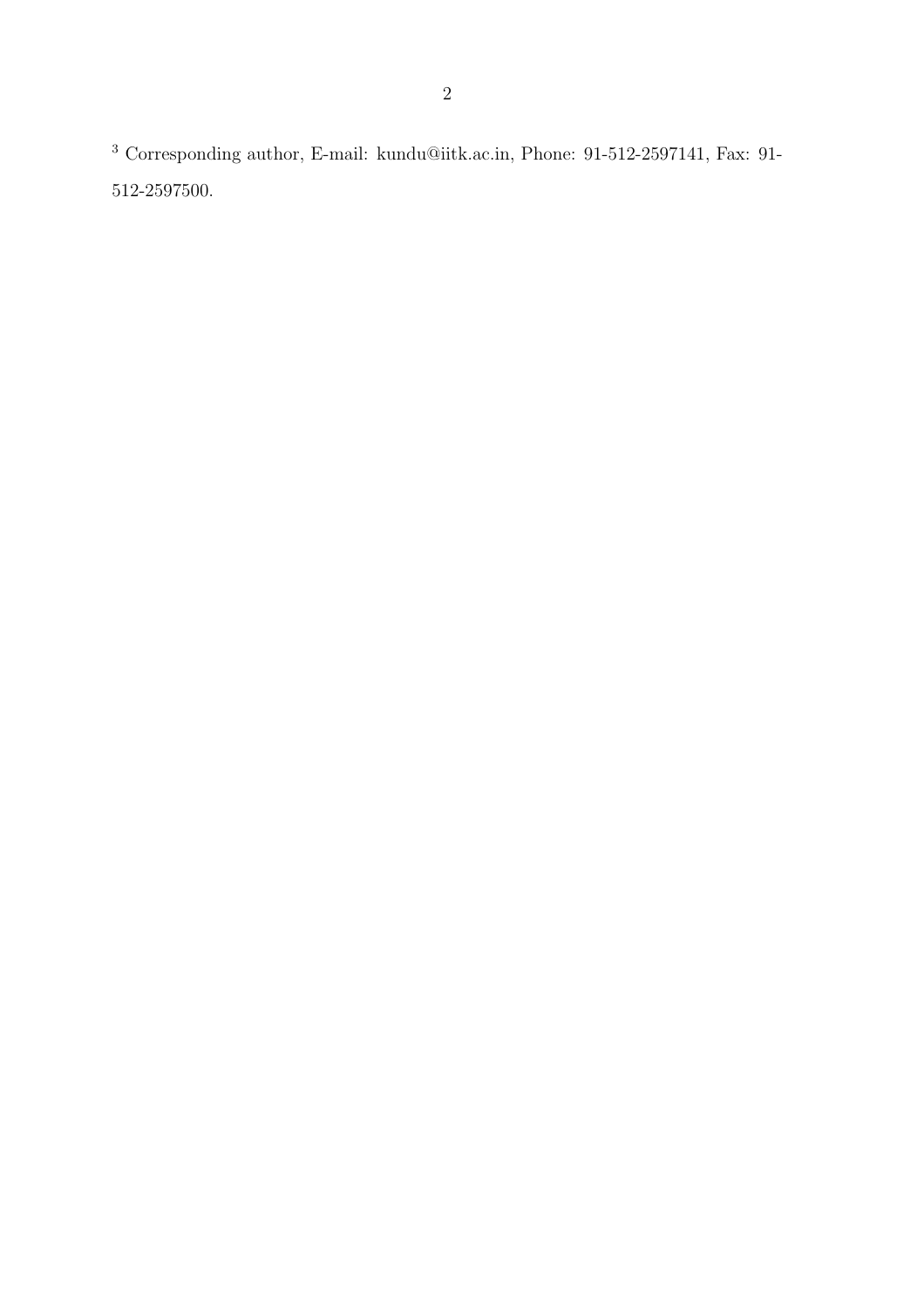[3] Corresponding author, E-mail: kundu@iitk.ac.in, Phone: 91-512-2597141, Fax: 91-512-2597500.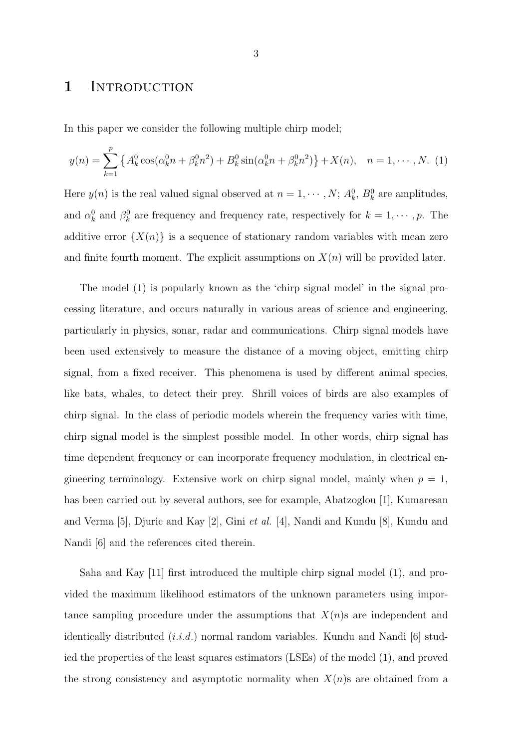# 1 Introduction

In this paper we consider the following multiple chirp model;

$$y(n) = \sum_{k=1}^{p} \left\{ A_k^0 \cos(\alpha_k^0 n + \beta_k^0 n^2) + B_k^0 \sin(\alpha_k^0 n + \beta_k^0 n^2) \right\} + X(n), \quad n = 1, \cdots, N. \tag{1}$$

Here $y(n)$ is the real valued signal observed at $n = 1, \cdots, N$; $A_k^0$, $B_k^0$ are amplitudes, and $\alpha_k^0$ and $\beta_k^0$ are frequency and frequency rate, respectively for $k = 1, \cdots, p$. The additive error $\{X(n)\}$ is a sequence of stationary random variables with mean zero and finite fourth moment. The explicit assumptions on $X(n)$ will be provided later.

The model (1) is popularly known as the 'chirp signal model' in the signal processing literature, and occurs naturally in various areas of science and engineering, particularly in physics, sonar, radar and communications. Chirp signal models have been used extensively to measure the distance of a moving object, emitting chirp signal, from a fixed receiver. This phenomena is used by different animal species, like bats, whales, to detect their prey. Shrill voices of birds are also examples of chirp signal. In the class of periodic models wherein the frequency varies with time, chirp signal model is the simplest possible model. In other words, chirp signal has time dependent frequency or can incorporate frequency modulation, in electrical engineering terminology. Extensive work on chirp signal model, mainly when $p = 1$, has been carried out by several authors, see for example, Abatzoglou [1], Kumaresan and Verma [5], Djuric and Kay [2], Gini *et al.* [4], Nandi and Kundu [8], Kundu and Nandi [6] and the references cited therein.

Saha and Kay [11] first introduced the multiple chirp signal model (1), and provided the maximum likelihood estimators of the unknown parameters using importance sampling procedure under the assumptions that $X(n)$s are independent and identically distributed (*i.i.d.*) normal random variables. Kundu and Nandi [6] studied the properties of the least squares estimators (LSEs) of the model (1), and proved the strong consistency and asymptotic normality when $X(n)$s are obtained from a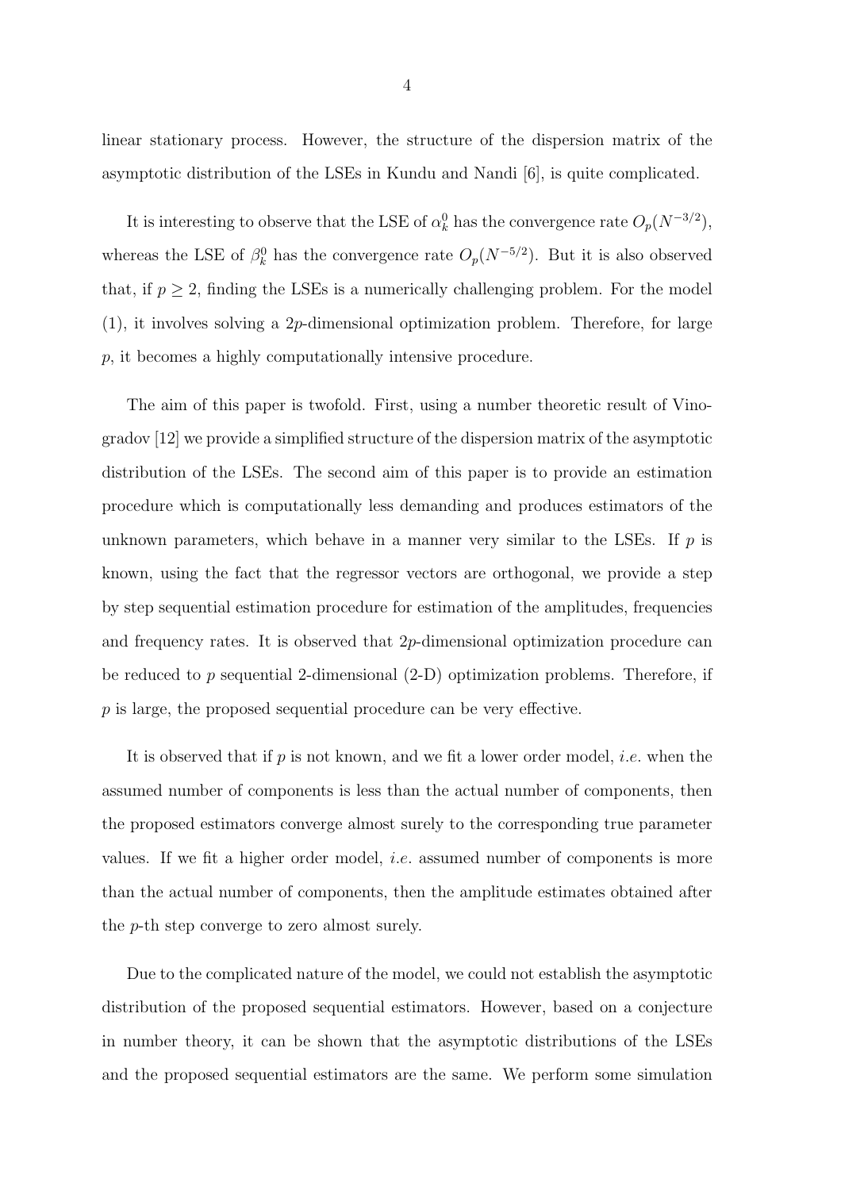linear stationary process. However, the structure of the dispersion matrix of the asymptotic distribution of the LSEs in Kundu and Nandi [6], is quite complicated.

It is interesting to observe that the LSE of $\alpha_k^0$ has the convergence rate $O_p(N^{-3/2})$, whereas the LSE of $\beta_k^0$ has the convergence rate $O_p(N^{-5/2})$. But it is also observed that, if $p \geq 2$, finding the LSEs is a numerically challenging problem. For the model (1), it involves solving a $2p$-dimensional optimization problem. Therefore, for large $p$, it becomes a highly computationally intensive procedure.

The aim of this paper is twofold. First, using a number theoretic result of Vinogradov [12] we provide a simplified structure of the dispersion matrix of the asymptotic distribution of the LSEs. The second aim of this paper is to provide an estimation procedure which is computationally less demanding and produces estimators of the unknown parameters, which behave in a manner very similar to the LSEs. If $p$ is known, using the fact that the regressor vectors are orthogonal, we provide a step by step sequential estimation procedure for estimation of the amplitudes, frequencies and frequency rates. It is observed that $2p$-dimensional optimization procedure can be reduced to $p$ sequential 2-dimensional (2-D) optimization problems. Therefore, if $p$ is large, the proposed sequential procedure can be very effective.

It is observed that if $p$ is not known, and we fit a lower order model, *i.e.* when the assumed number of components is less than the actual number of components, then the proposed estimators converge almost surely to the corresponding true parameter values. If we fit a higher order model, *i.e.* assumed number of components is more than the actual number of components, then the amplitude estimates obtained after the $p$-th step converge to zero almost surely.

Due to the complicated nature of the model, we could not establish the asymptotic distribution of the proposed sequential estimators. However, based on a conjecture in number theory, it can be shown that the asymptotic distributions of the LSEs and the proposed sequential estimators are the same. We perform some simulation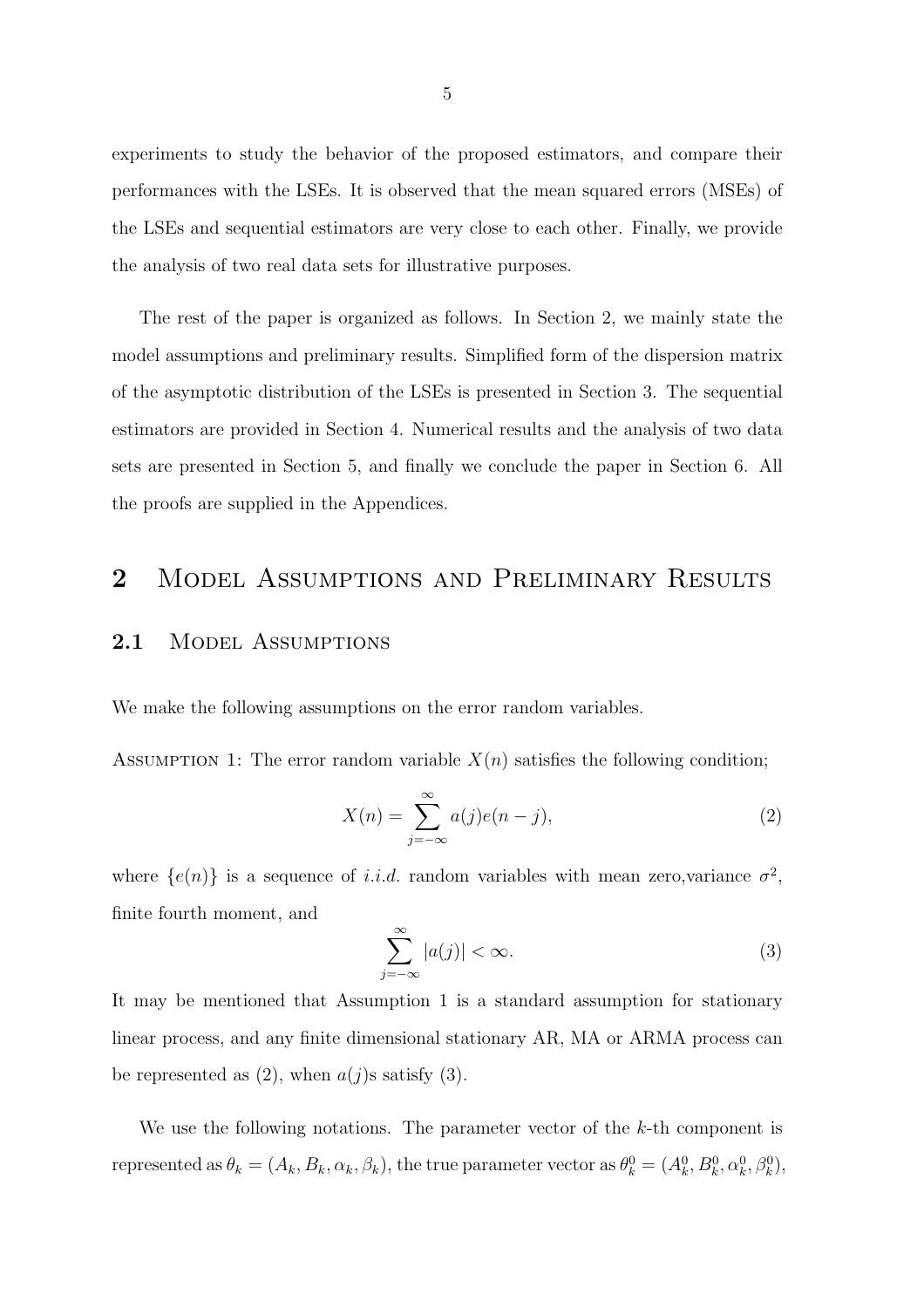experiments to study the behavior of the proposed estimators, and compare their performances with the LSEs. It is observed that the mean squared errors (MSEs) of the LSEs and sequential estimators are very close to each other. Finally, we provide the analysis of two real data sets for illustrative purposes.

The rest of the paper is organized as follows. In Section 2, we mainly state the model assumptions and preliminary results. Simplified form of the dispersion matrix of the asymptotic distribution of the LSEs is presented in Section 3. The sequential estimators are provided in Section 4. Numerical results and the analysis of two data sets are presented in Section 5, and finally we conclude the paper in Section 6. All the proofs are supplied in the Appendices.

## 2 Model Assumptions and Preliminary Results

### 2.1 Model Assumptions

We make the following assumptions on the error random variables.

Assumption 1: The error random variable $X(n)$ satisfies the following condition;

$$X(n) = \sum_{j=-\infty}^{\infty} a(j)e(n-j), \tag{2}$$

where $\{e(n)\}$ is a sequence of *i.i.d.* random variables with mean zero,variance $\sigma^2$, finite fourth moment, and

$$\sum_{j=-\infty}^{\infty} |a(j)| < \infty. \tag{3}$$

It may be mentioned that Assumption 1 is a standard assumption for stationary linear process, and any finite dimensional stationary AR, MA or ARMA process can be represented as (2), when $a(j)$s satisfy (3).

We use the following notations. The parameter vector of the $k$-th component is represented as $\theta_k = (A_k, B_k, \alpha_k, \beta_k)$, the true parameter vector as $\theta_k^0 = (A_k^0, B_k^0, \alpha_k^0, \beta_k^0)$,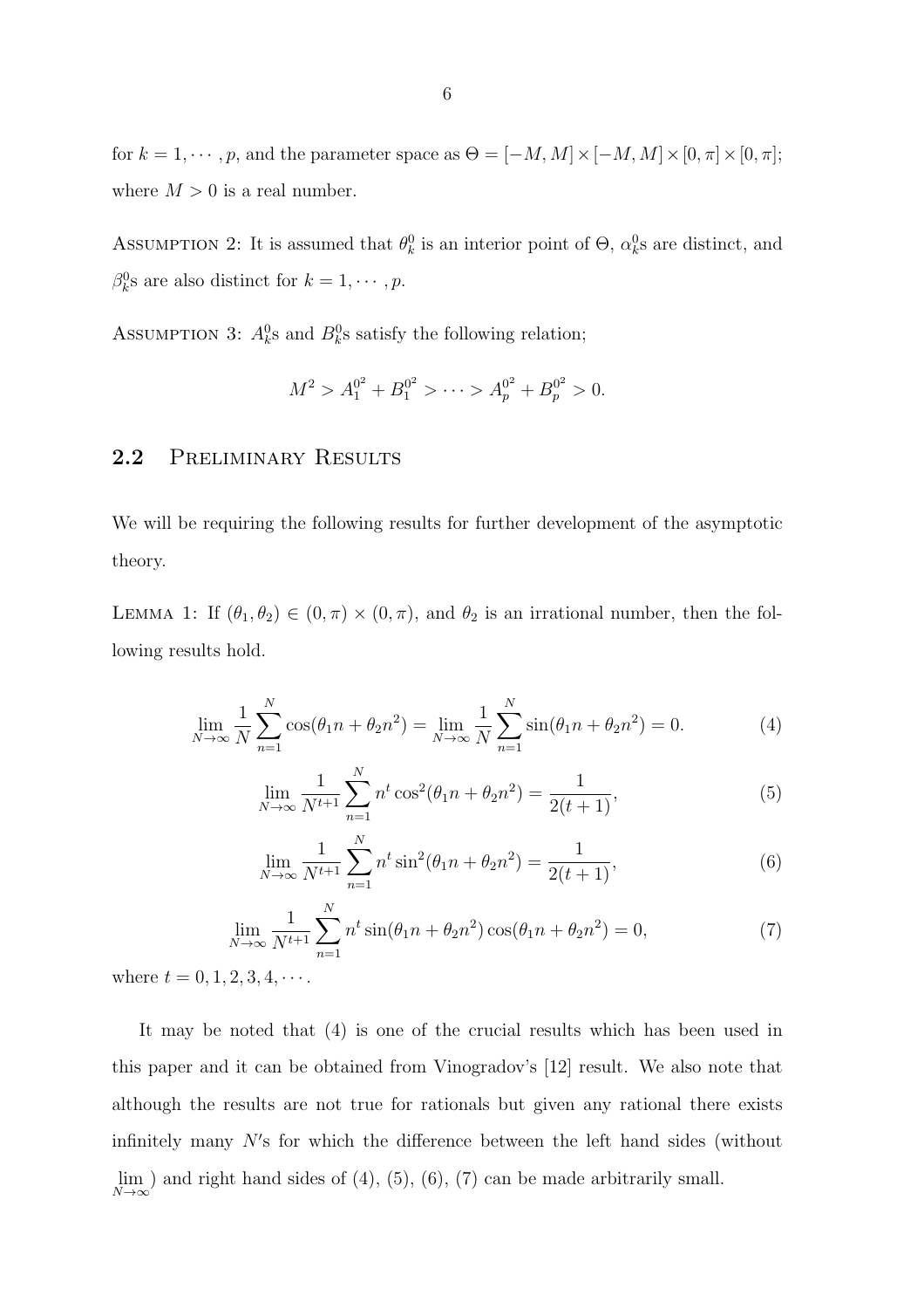for $k = 1, \cdots, p$, and the parameter space as $\Theta = [-M, M] \times [-M, M] \times [0, \pi] \times [0, \pi]$; where $M > 0$ is a real number.

Assumption 2: It is assumed that $\theta_k^0$ is an interior point of $\Theta$, $\alpha_k^0$s are distinct, and $\beta_k^0$s are also distinct for $k = 1, \cdots, p$.

Assumption 3: $A_k^0$s and $B_k^0$s satisfy the following relation;

$$M^2 > A_1^{0^2} + B_1^{0^2} > \cdots > A_p^{0^2} + B_p^{0^2} > 0.$$

## 2.2 Preliminary Results

We will be requiring the following results for further development of the asymptotic theory.

Lemma 1: If $(\theta_1, \theta_2) \in (0, \pi) \times (0, \pi)$, and $\theta_2$ is an irrational number, then the following results hold.

$$\lim_{N \to \infty} \frac{1}{N} \sum_{n=1}^{N} \cos(\theta_1 n + \theta_2 n^2) = \lim_{N \to \infty} \frac{1}{N} \sum_{n=1}^{N} \sin(\theta_1 n + \theta_2 n^2) = 0. \tag{4}$$

$$\lim_{N \to \infty} \frac{1}{N^{t+1}} \sum_{n=1}^{N} n^t \cos^2(\theta_1 n + \theta_2 n^2) = \frac{1}{2(t+1)}, \tag{5}$$

$$\lim_{N \to \infty} \frac{1}{N^{t+1}} \sum_{n=1}^{N} n^t \sin^2(\theta_1 n + \theta_2 n^2) = \frac{1}{2(t+1)}, \tag{6}$$

$$\lim_{N \to \infty} \frac{1}{N^{t+1}} \sum_{n=1}^{N} n^t \sin(\theta_1 n + \theta_2 n^2) \cos(\theta_1 n + \theta_2 n^2) = 0, \tag{7}$$

where $t = 0, 1, 2, 3, 4, \cdots$.

It may be noted that (4) is one of the crucial results which has been used in this paper and it can be obtained from Vinogradov's [12] result. We also note that although the results are not true for rationals but given any rational there exists infinitely many $N$'s for which the difference between the left hand sides (without $\lim\limits_{N \to \infty}$) and right hand sides of (4), (5), (6), (7) can be made arbitrarily small.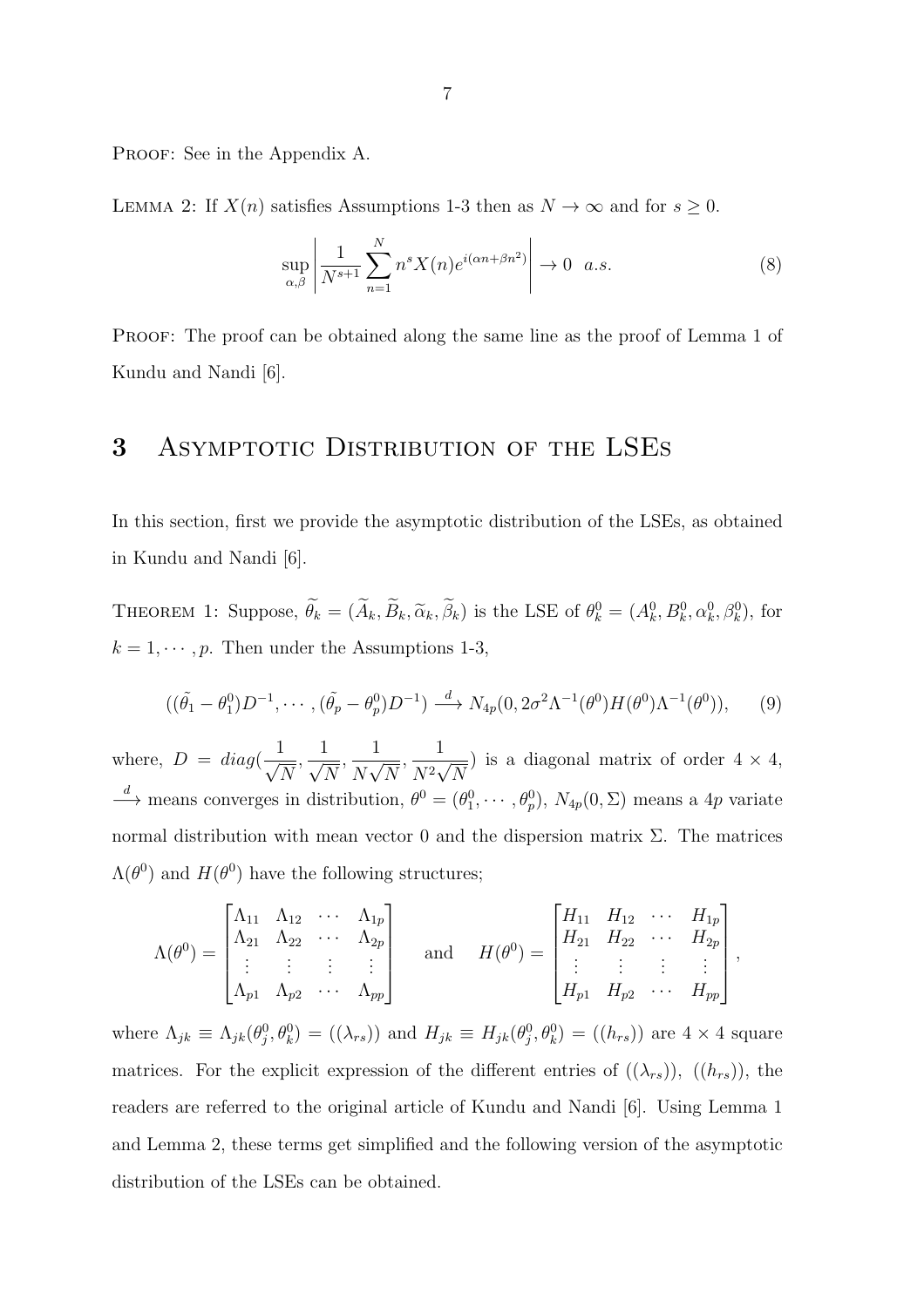PROOF: See in the Appendix A.

LEMMA 2: If $X(n)$ satisfies Assumptions 1-3 then as $N \to \infty$ and for $s \geq 0$.

$$\sup_{\alpha,\beta} \left| \frac{1}{N^{s+1}} \sum_{n=1}^{N} n^s X(n) e^{i(\alpha n + \beta n^2)} \right| \to 0 \;\; a.s. \tag{8}$$

PROOF: The proof can be obtained along the same line as the proof of Lemma 1 of Kundu and Nandi [6].

# 3 Asymptotic Distribution of the LSEs

In this section, first we provide the asymptotic distribution of the LSEs, as obtained in Kundu and Nandi [6].

THEOREM 1: Suppose, $\widetilde{\theta}_k = (\widetilde{A}_k, \widetilde{B}_k, \widetilde{\alpha}_k, \widetilde{\beta}_k)$ is the LSE of $\theta_k^0 = (A_k^0, B_k^0, \alpha_k^0, \beta_k^0)$, for $k = 1, \cdots, p$. Then under the Assumptions 1-3,

$$((\tilde{\theta}_1 - \theta_1^0)D^{-1}, \cdots, (\tilde{\theta}_p - \theta_p^0)D^{-1}) \xrightarrow{d} N_{4p}(0, 2\sigma^2 \Lambda^{-1}(\theta^0) H(\theta^0) \Lambda^{-1}(\theta^0)), \tag{9}$$

where, $D = diag(\frac{1}{\sqrt{N}}, \frac{1}{\sqrt{N}}, \frac{1}{N\sqrt{N}}, \frac{1}{N^2\sqrt{N}})$ is a diagonal matrix of order $4 \times 4$, $\xrightarrow{d}$ means converges in distribution, $\theta^0 = (\theta_1^0, \cdots, \theta_p^0)$, $N_{4p}(0, \Sigma)$ means a $4p$ variate normal distribution with mean vector 0 and the dispersion matrix $\Sigma$. The matrices $\Lambda(\theta^0)$ and $H(\theta^0)$ have the following structures;

$$\Lambda(\theta^0) = \begin{bmatrix} \Lambda_{11} & \Lambda_{12} & \cdots & \Lambda_{1p} \\ \Lambda_{21} & \Lambda_{22} & \cdots & \Lambda_{2p} \\ \vdots & \vdots & \vdots & \vdots \\ \Lambda_{p1} & \Lambda_{p2} & \cdots & \Lambda_{pp} \end{bmatrix} \quad \text{and} \quad H(\theta^0) = \begin{bmatrix} H_{11} & H_{12} & \cdots & H_{1p} \\ H_{21} & H_{22} & \cdots & H_{2p} \\ \vdots & \vdots & \vdots & \vdots \\ H_{p1} & H_{p2} & \cdots & H_{pp} \end{bmatrix},$$

where $\Lambda_{jk} \equiv \Lambda_{jk}(\theta_j^0, \theta_k^0) = ((\lambda_{rs}))$ and $H_{jk} \equiv H_{jk}(\theta_j^0, \theta_k^0) = ((h_{rs}))$ are $4 \times 4$ square matrices. For the explicit expression of the different entries of $((\lambda_{rs}))$, $((h_{rs}))$, the readers are referred to the original article of Kundu and Nandi [6]. Using Lemma 1 and Lemma 2, these terms get simplified and the following version of the asymptotic distribution of the LSEs can be obtained.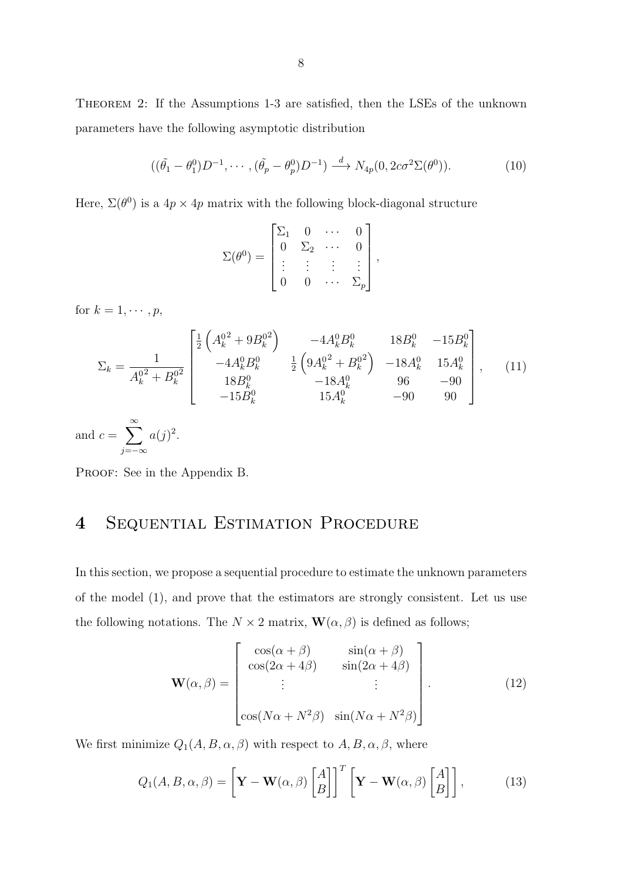THEOREM 2: If the Assumptions 1-3 are satisfied, then the LSEs of the unknown parameters have the following asymptotic distribution

$$((\tilde{\theta_1} - \theta_1^0)D^{-1}, \cdots, (\tilde{\theta_p} - \theta_p^0)D^{-1}) \xrightarrow{d} N_{4p}(0, 2c\sigma^2\Sigma(\theta^0)). \tag{10}$$

Here, $\Sigma(\theta^0)$ is a $4p \times 4p$ matrix with the following block-diagonal structure

$$\Sigma(\theta^0) = \begin{bmatrix} \Sigma_1 & 0 & \cdots & 0 \\ 0 & \Sigma_2 & \cdots & 0 \\ \vdots & \vdots & \vdots & \vdots \\ 0 & 0 & \cdots & \Sigma_p \end{bmatrix},$$

for $k = 1, \cdots, p$,

$$\Sigma_k = \frac{1}{A_k^{0^2} + B_k^{0^2}} \begin{bmatrix} \frac{1}{2}\left(A_k^{0^2} + 9B_k^{0^2}\right) & -4A_k^0 B_k^0 & 18B_k^0 & -15B_k^0 \\ -4A_k^0 B_k^0 & \frac{1}{2}\left(9A_k^{0^2} + B_k^{0^2}\right) & -18A_k^0 & 15A_k^0 \\ 18B_k^0 & -18A_k^0 & 96 & -90 \\ -15B_k^0 & 15A_k^0 & -90 & 90 \end{bmatrix}, \tag{11}$$

and $c = \displaystyle\sum_{j=-\infty}^{\infty} a(j)^2$.

PROOF: See in the Appendix B.

# 4 Sequential Estimation Procedure

In this section, we propose a sequential procedure to estimate the unknown parameters of the model (1), and prove that the estimators are strongly consistent. Let us use the following notations. The $N \times 2$ matrix, $\mathbf{W}(\alpha, \beta)$ is defined as follows;

$$\mathbf{W}(\alpha, \beta) = \begin{bmatrix} \cos(\alpha + \beta) & \sin(\alpha + \beta) \\ \cos(2\alpha + 4\beta) & \sin(2\alpha + 4\beta) \\ \vdots & \vdots \\ \cos(N\alpha + N^2\beta) & \sin(N\alpha + N^2\beta) \end{bmatrix}. \tag{12}$$

We first minimize $Q_1(A, B, \alpha, \beta)$ with respect to $A, B, \alpha, \beta$, where

$$Q_1(A, B, \alpha, \beta) = \left[\mathbf{Y} - \mathbf{W}(\alpha, \beta)\begin{bmatrix} A \\ B \end{bmatrix}\right]^T \left[\mathbf{Y} - \mathbf{W}(\alpha, \beta)\begin{bmatrix} A \\ B \end{bmatrix}\right], \tag{13}$$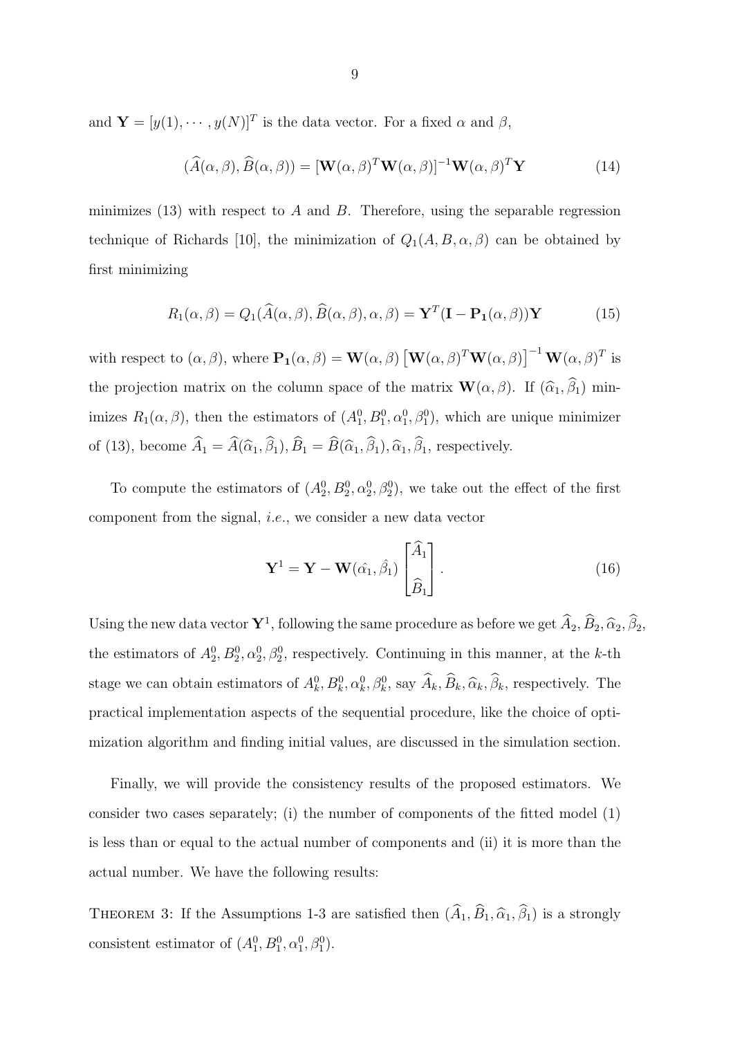and $\mathbf{Y} = [y(1), \cdots, y(N)]^T$ is the data vector. For a fixed $\alpha$ and $\beta$,

$$(\widehat{A}(\alpha,\beta), \widehat{B}(\alpha,\beta)) = [\mathbf{W}(\alpha,\beta)^T\mathbf{W}(\alpha,\beta)]^{-1}\mathbf{W}(\alpha,\beta)^T\mathbf{Y} \tag{14}$$

minimizes (13) with respect to $A$ and $B$. Therefore, using the separable regression technique of Richards [10], the minimization of $Q_1(A, B, \alpha, \beta)$ can be obtained by first minimizing

$$R_1(\alpha,\beta) = Q_1(\widehat{A}(\alpha,\beta), \widehat{B}(\alpha,\beta), \alpha, \beta) = \mathbf{Y}^T(\mathbf{I} - \mathbf{P_1}(\alpha,\beta))\mathbf{Y} \tag{15}$$

with respect to $(\alpha, \beta)$, where $\mathbf{P_1}(\alpha,\beta) = \mathbf{W}(\alpha,\beta)\left[\mathbf{W}(\alpha,\beta)^T\mathbf{W}(\alpha,\beta)\right]^{-1}\mathbf{W}(\alpha,\beta)^T$ is the projection matrix on the column space of the matrix $\mathbf{W}(\alpha,\beta)$. If $(\widehat{\alpha}_1, \widehat{\beta}_1)$ minimizes $R_1(\alpha,\beta)$, then the estimators of $(A_1^0, B_1^0, \alpha_1^0, \beta_1^0)$, which are unique minimizer of (13), become $\widehat{A}_1 = \widehat{A}(\widehat{\alpha}_1, \widehat{\beta}_1), \widehat{B}_1 = \widehat{B}(\widehat{\alpha}_1, \widehat{\beta}_1), \widehat{\alpha}_1, \widehat{\beta}_1$, respectively.

To compute the estimators of $(A_2^0, B_2^0, \alpha_2^0, \beta_2^0)$, we take out the effect of the first component from the signal, *i.e.*, we consider a new data vector

$$\mathbf{Y}^1 = \mathbf{Y} - \mathbf{W}(\hat{\alpha_1}, \hat{\beta}_1)\begin{bmatrix}\widehat{A}_1 \\ \\ \widehat{B}_1\end{bmatrix}. \tag{16}$$

Using the new data vector $\mathbf{Y}^1$, following the same procedure as before we get $\widehat{A}_2, \widehat{B}_2, \widehat{\alpha}_2, \widehat{\beta}_2$, the estimators of $A_2^0, B_2^0, \alpha_2^0, \beta_2^0$, respectively. Continuing in this manner, at the $k$-th stage we can obtain estimators of $A_k^0, B_k^0, \alpha_k^0, \beta_k^0$, say $\widehat{A}_k, \widehat{B}_k, \widehat{\alpha}_k, \widehat{\beta}_k$, respectively. The practical implementation aspects of the sequential procedure, like the choice of optimization algorithm and finding initial values, are discussed in the simulation section.

Finally, we will provide the consistency results of the proposed estimators. We consider two cases separately; (i) the number of components of the fitted model (1) is less than or equal to the actual number of components and (ii) it is more than the actual number. We have the following results:

Theorem 3: If the Assumptions 1-3 are satisfied then $(\widehat{A}_1, \widehat{B}_1, \widehat{\alpha}_1, \widehat{\beta}_1)$ is a strongly consistent estimator of $(A_1^0, B_1^0, \alpha_1^0, \beta_1^0)$.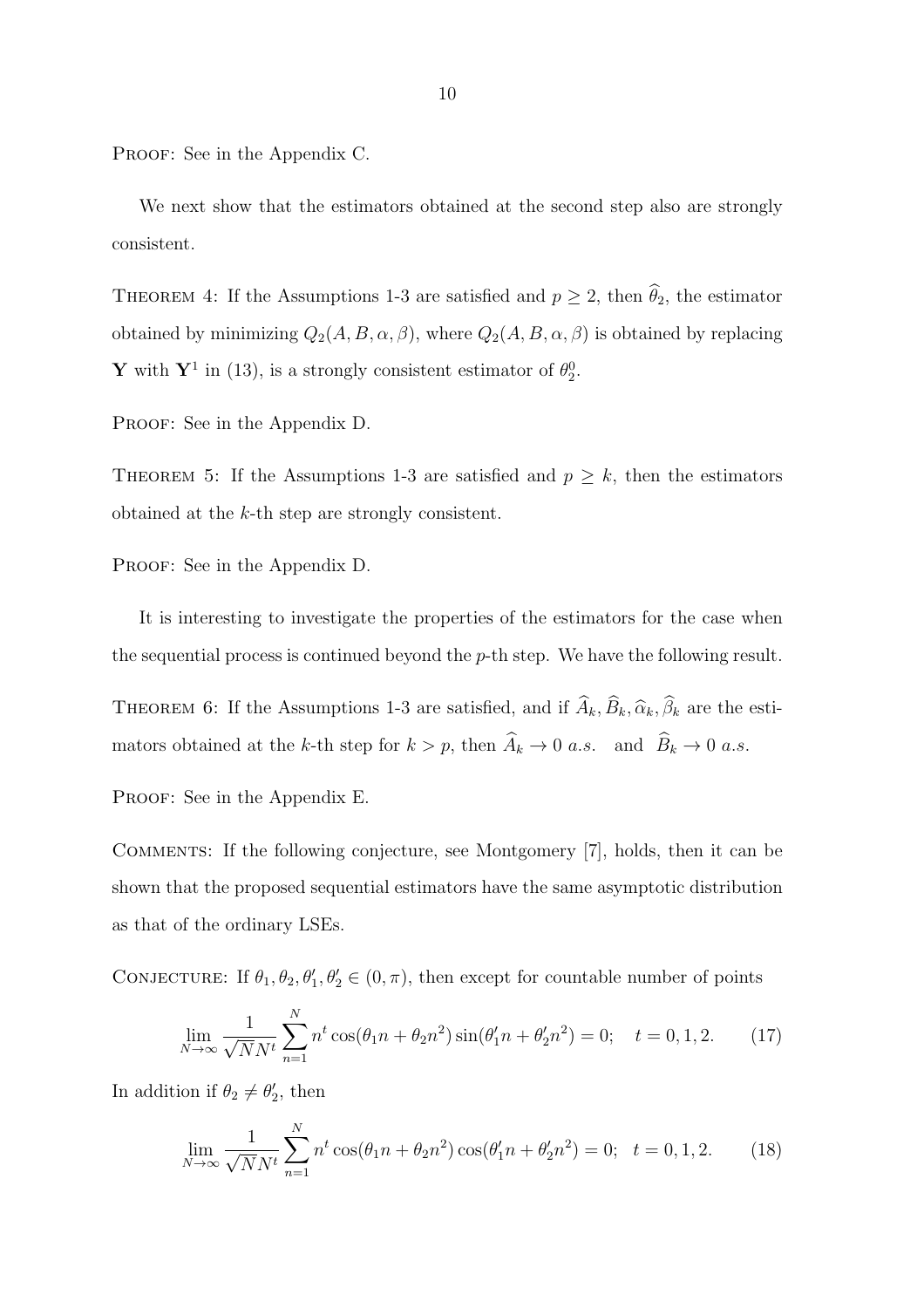PROOF: See in the Appendix C.

We next show that the estimators obtained at the second step also are strongly consistent.

THEOREM 4: If the Assumptions 1-3 are satisfied and $p \geq 2$, then $\widehat{\theta}_2$, the estimator obtained by minimizing $Q_2(A, B, \alpha, \beta)$, where $Q_2(A, B, \alpha, \beta)$ is obtained by replacing $\mathbf{Y}$ with $\mathbf{Y}^1$ in (13), is a strongly consistent estimator of $\theta_2^0$.

PROOF: See in the Appendix D.

THEOREM 5: If the Assumptions 1-3 are satisfied and $p \geq k$, then the estimators obtained at the $k$-th step are strongly consistent.

PROOF: See in the Appendix D.

It is interesting to investigate the properties of the estimators for the case when the sequential process is continued beyond the $p$-th step. We have the following result.

THEOREM 6: If the Assumptions 1-3 are satisfied, and if $\widehat{A}_k, \widehat{B}_k, \widehat{\alpha}_k, \widehat{\beta}_k$ are the estimators obtained at the $k$-th step for $k > p$, then $\widehat{A}_k \to 0$ *a.s.* and $\widehat{B}_k \to 0$ *a.s.*

PROOF: See in the Appendix E.

COMMENTS: If the following conjecture, see Montgomery [7], holds, then it can be shown that the proposed sequential estimators have the same asymptotic distribution as that of the ordinary LSEs.

CONJECTURE: If $\theta_1, \theta_2, \theta_1', \theta_2' \in (0, \pi)$, then except for countable number of points

$$\lim_{N \to \infty} \frac{1}{\sqrt{N} N^t} \sum_{n=1}^{N} n^t \cos(\theta_1 n + \theta_2 n^2) \sin(\theta_1' n + \theta_2' n^2) = 0; \quad t = 0, 1, 2. \tag{17}$$

In addition if $\theta_2 \neq \theta_2'$, then

$$\lim_{N \to \infty} \frac{1}{\sqrt{N} N^t} \sum_{n=1}^{N} n^t \cos(\theta_1 n + \theta_2 n^2) \cos(\theta_1' n + \theta_2' n^2) = 0; \quad t = 0, 1, 2. \tag{18}$$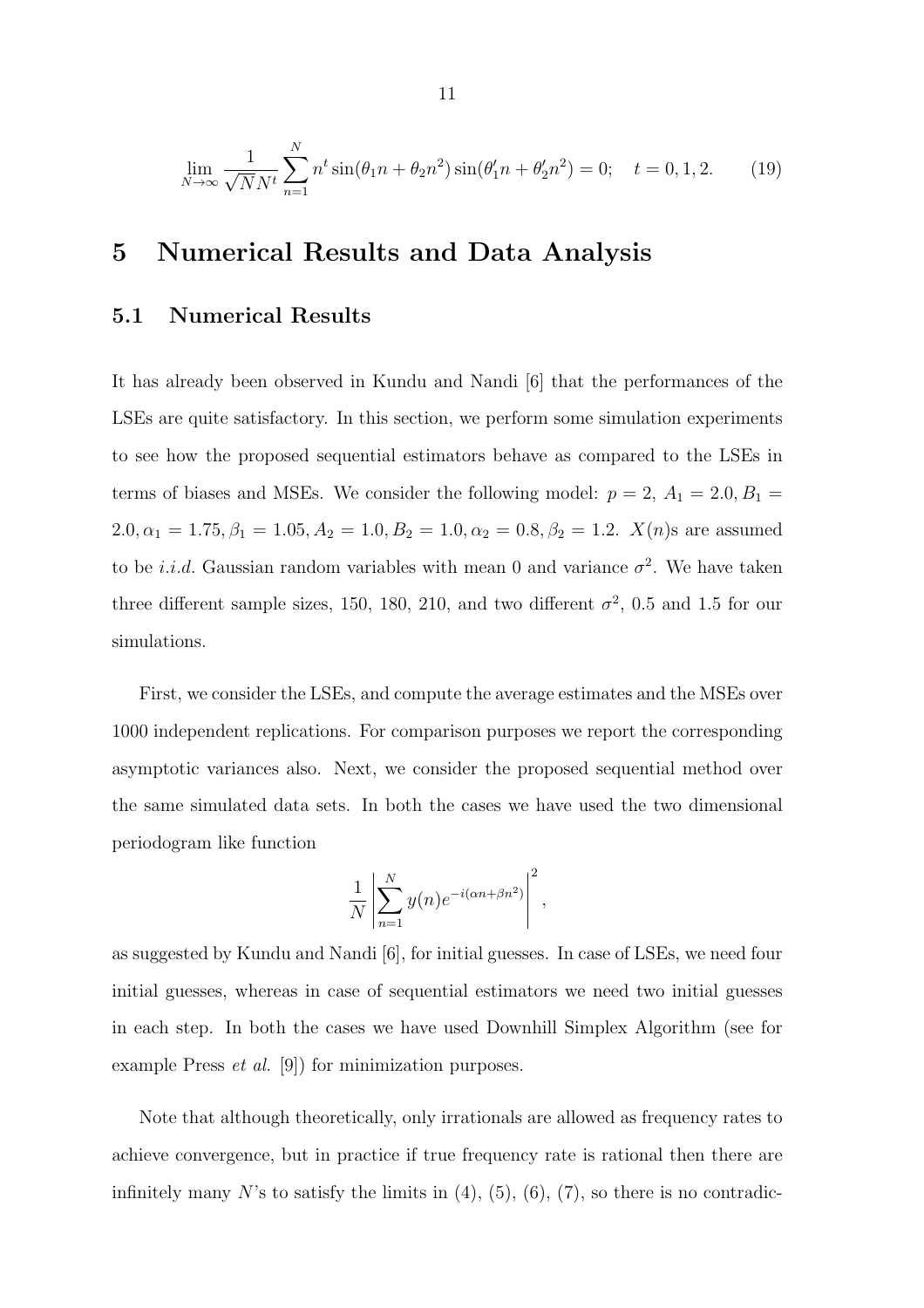$$\lim_{N\to\infty} \frac{1}{\sqrt{N}N^t} \sum_{n=1}^{N} n^t \sin(\theta_1 n + \theta_2 n^2) \sin(\theta_1' n + \theta_2' n^2) = 0; \quad t = 0, 1, 2. \tag{19}$$

## 5 Numerical Results and Data Analysis

### 5.1 Numerical Results

It has already been observed in Kundu and Nandi [6] that the performances of the LSEs are quite satisfactory. In this section, we perform some simulation experiments to see how the proposed sequential estimators behave as compared to the LSEs in terms of biases and MSEs. We consider the following model: $p = 2$, $A_1 = 2.0, B_1 = 2.0, \alpha_1 = 1.75, \beta_1 = 1.05, A_2 = 1.0, B_2 = 1.0, \alpha_2 = 0.8, \beta_2 = 1.2$. $X(n)$s are assumed to be *i.i.d.* Gaussian random variables with mean 0 and variance $\sigma^2$. We have taken three different sample sizes, 150, 180, 210, and two different $\sigma^2$, 0.5 and 1.5 for our simulations.

First, we consider the LSEs, and compute the average estimates and the MSEs over 1000 independent replications. For comparison purposes we report the corresponding asymptotic variances also. Next, we consider the proposed sequential method over the same simulated data sets. In both the cases we have used the two dimensional periodogram like function

$$\frac{1}{N} \left| \sum_{n=1}^{N} y(n) e^{-i(\alpha n + \beta n^2)} \right|^2,$$

as suggested by Kundu and Nandi [6], for initial guesses. In case of LSEs, we need four initial guesses, whereas in case of sequential estimators we need two initial guesses in each step. In both the cases we have used Downhill Simplex Algorithm (see for example Press *et al.* [9]) for minimization purposes.

Note that although theoretically, only irrationals are allowed as frequency rates to achieve convergence, but in practice if true frequency rate is rational then there are infinitely many $N$'s to satisfy the limits in (4), (5), (6), (7), so there is no contradic-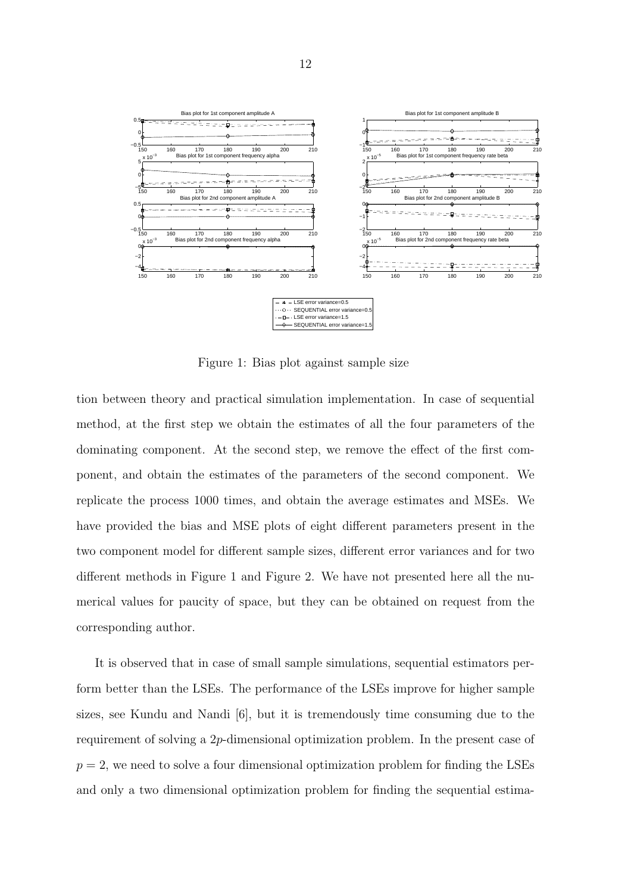Figure 1: Bias plot against sample size

tion between theory and practical simulation implementation. In case of sequential method, at the first step we obtain the estimates of all the four parameters of the dominating component. At the second step, we remove the effect of the first component, and obtain the estimates of the parameters of the second component. We replicate the process 1000 times, and obtain the average estimates and MSEs. We have provided the bias and MSE plots of eight different parameters present in the two component model for different sample sizes, different error variances and for two different methods in Figure 1 and Figure 2. We have not presented here all the numerical values for paucity of space, but they can be obtained on request from the corresponding author.

It is observed that in case of small sample simulations, sequential estimators perform better than the LSEs. The performance of the LSEs improve for higher sample sizes, see Kundu and Nandi [6], but it is tremendously time consuming due to the requirement of solving a $2p$-dimensional optimization problem. In the present case of $p = 2$, we need to solve a four dimensional optimization problem for finding the LSEs and only a two dimensional optimization problem for finding the sequential estima-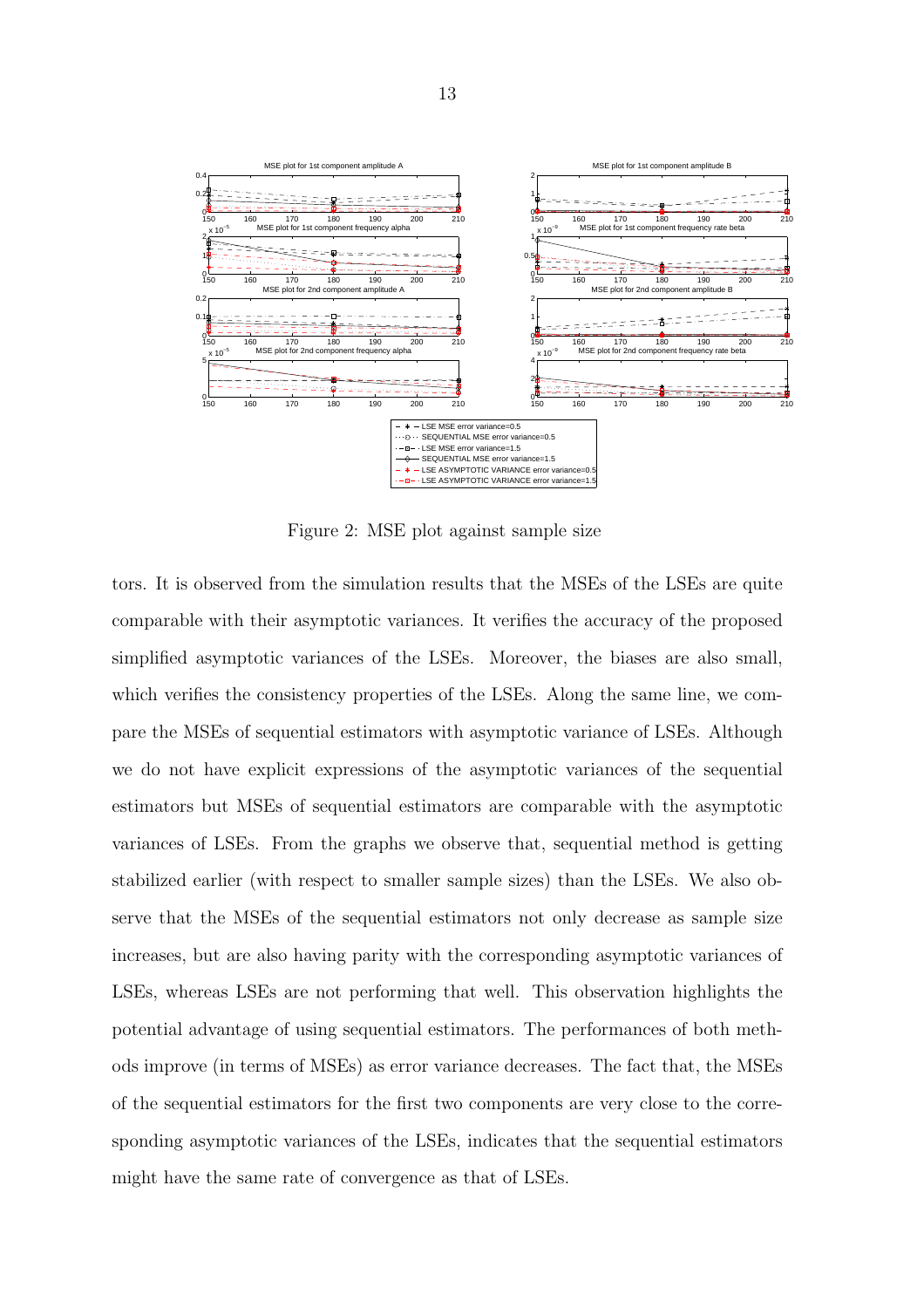Figure 2: MSE plot against sample size

tors. It is observed from the simulation results that the MSEs of the LSEs are quite comparable with their asymptotic variances. It verifies the accuracy of the proposed simplified asymptotic variances of the LSEs. Moreover, the biases are also small, which verifies the consistency properties of the LSEs. Along the same line, we compare the MSEs of sequential estimators with asymptotic variance of LSEs. Although we do not have explicit expressions of the asymptotic variances of the sequential estimators but MSEs of sequential estimators are comparable with the asymptotic variances of LSEs. From the graphs we observe that, sequential method is getting stabilized earlier (with respect to smaller sample sizes) than the LSEs. We also observe that the MSEs of the sequential estimators not only decrease as sample size increases, but are also having parity with the corresponding asymptotic variances of LSEs, whereas LSEs are not performing that well. This observation highlights the potential advantage of using sequential estimators. The performances of both methods improve (in terms of MSEs) as error variance decreases. The fact that, the MSEs of the sequential estimators for the first two components are very close to the corresponding asymptotic variances of the LSEs, indicates that the sequential estimators might have the same rate of convergence as that of LSEs.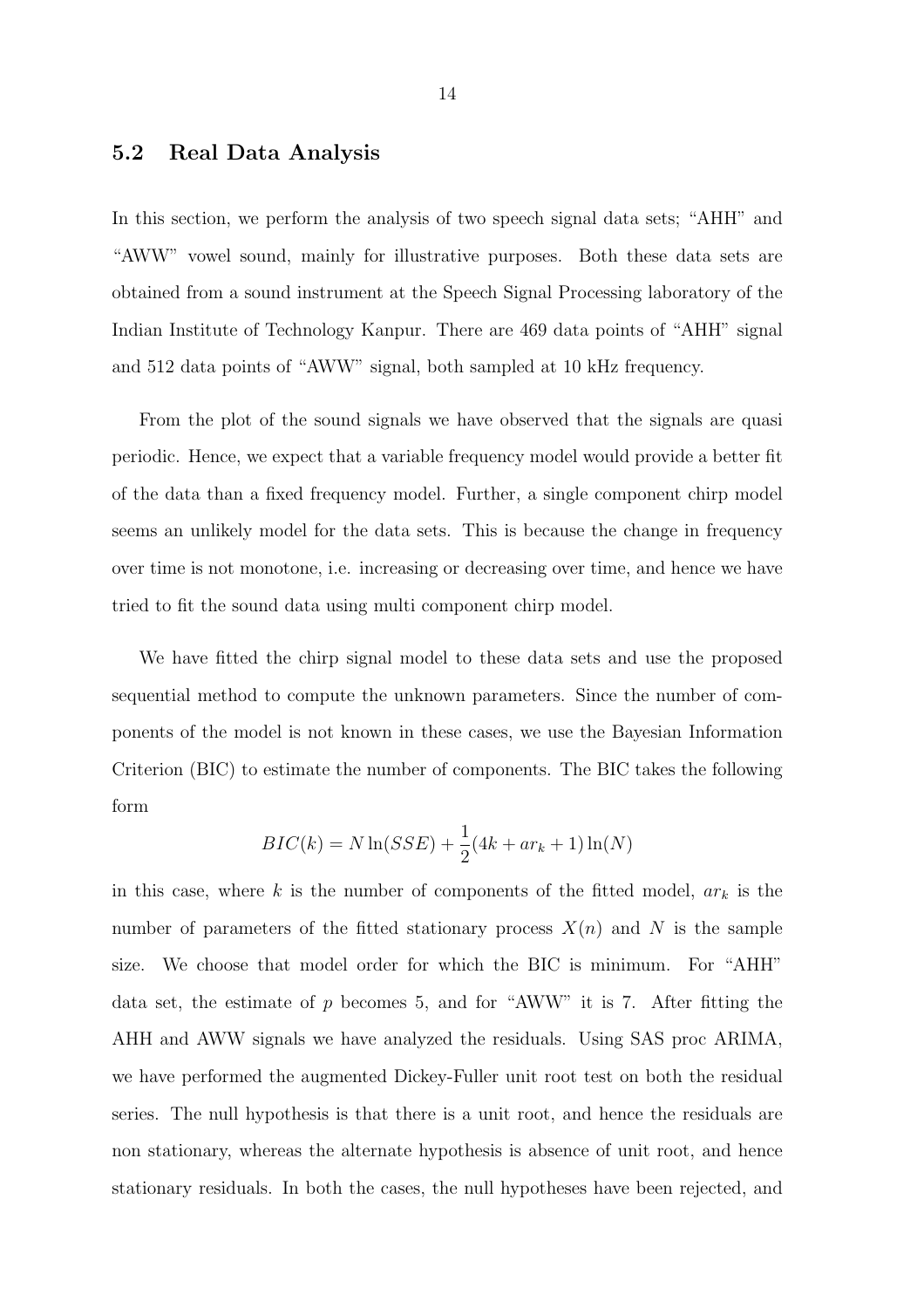## 5.2 Real Data Analysis

In this section, we perform the analysis of two speech signal data sets; "AHH" and "AWW" vowel sound, mainly for illustrative purposes. Both these data sets are obtained from a sound instrument at the Speech Signal Processing laboratory of the Indian Institute of Technology Kanpur. There are 469 data points of "AHH" signal and 512 data points of "AWW" signal, both sampled at 10 kHz frequency.

From the plot of the sound signals we have observed that the signals are quasi periodic. Hence, we expect that a variable frequency model would provide a better fit of the data than a fixed frequency model. Further, a single component chirp model seems an unlikely model for the data sets. This is because the change in frequency over time is not monotone, i.e. increasing or decreasing over time, and hence we have tried to fit the sound data using multi component chirp model.

We have fitted the chirp signal model to these data sets and use the proposed sequential method to compute the unknown parameters. Since the number of components of the model is not known in these cases, we use the Bayesian Information Criterion (BIC) to estimate the number of components. The BIC takes the following form

$$BIC(k) = N\ln(SSE) + \frac{1}{2}(4k + ar_k + 1)\ln(N)$$

in this case, where $k$ is the number of components of the fitted model, $ar_k$ is the number of parameters of the fitted stationary process $X(n)$ and $N$ is the sample size. We choose that model order for which the BIC is minimum. For "AHH" data set, the estimate of $p$ becomes 5, and for "AWW" it is 7. After fitting the AHH and AWW signals we have analyzed the residuals. Using SAS proc ARIMA, we have performed the augmented Dickey-Fuller unit root test on both the residual series. The null hypothesis is that there is a unit root, and hence the residuals are non stationary, whereas the alternate hypothesis is absence of unit root, and hence stationary residuals. In both the cases, the null hypotheses have been rejected, and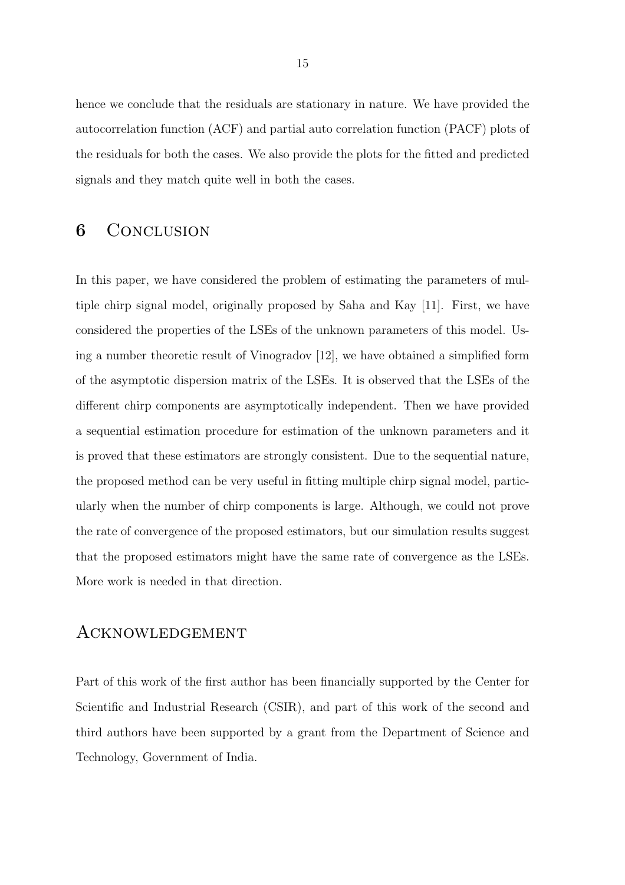hence we conclude that the residuals are stationary in nature. We have provided the autocorrelation function (ACF) and partial auto correlation function (PACF) plots of the residuals for both the cases. We also provide the plots for the fitted and predicted signals and they match quite well in both the cases.

# 6 Conclusion

In this paper, we have considered the problem of estimating the parameters of multiple chirp signal model, originally proposed by Saha and Kay [11]. First, we have considered the properties of the LSEs of the unknown parameters of this model. Using a number theoretic result of Vinogradov [12], we have obtained a simplified form of the asymptotic dispersion matrix of the LSEs. It is observed that the LSEs of the different chirp components are asymptotically independent. Then we have provided a sequential estimation procedure for estimation of the unknown parameters and it is proved that these estimators are strongly consistent. Due to the sequential nature, the proposed method can be very useful in fitting multiple chirp signal model, particularly when the number of chirp components is large. Although, we could not prove the rate of convergence of the proposed estimators, but our simulation results suggest that the proposed estimators might have the same rate of convergence as the LSEs. More work is needed in that direction.

# Acknowledgement

Part of this work of the first author has been financially supported by the Center for Scientific and Industrial Research (CSIR), and part of this work of the second and third authors have been supported by a grant from the Department of Science and Technology, Government of India.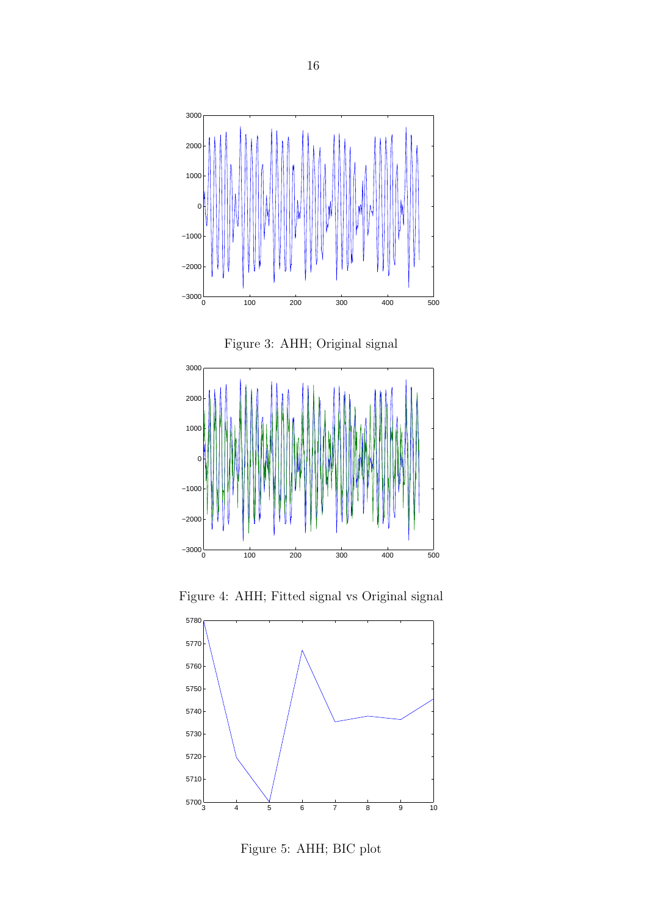Figure 3: AHH; Original signal

Figure 4: AHH; Fitted signal vs Original signal

Figure 5: AHH; BIC plot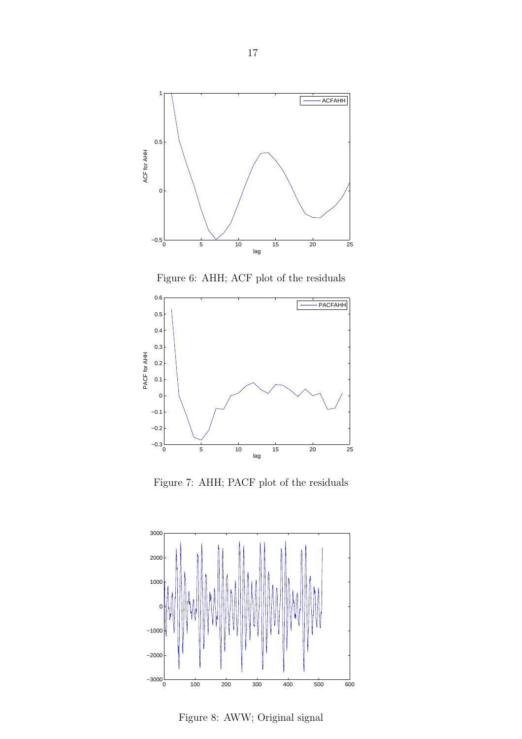Figure 6: AHH; ACF plot of the residuals

Figure 7: AHH; PACF plot of the residuals

Figure 8: AWW; Original signal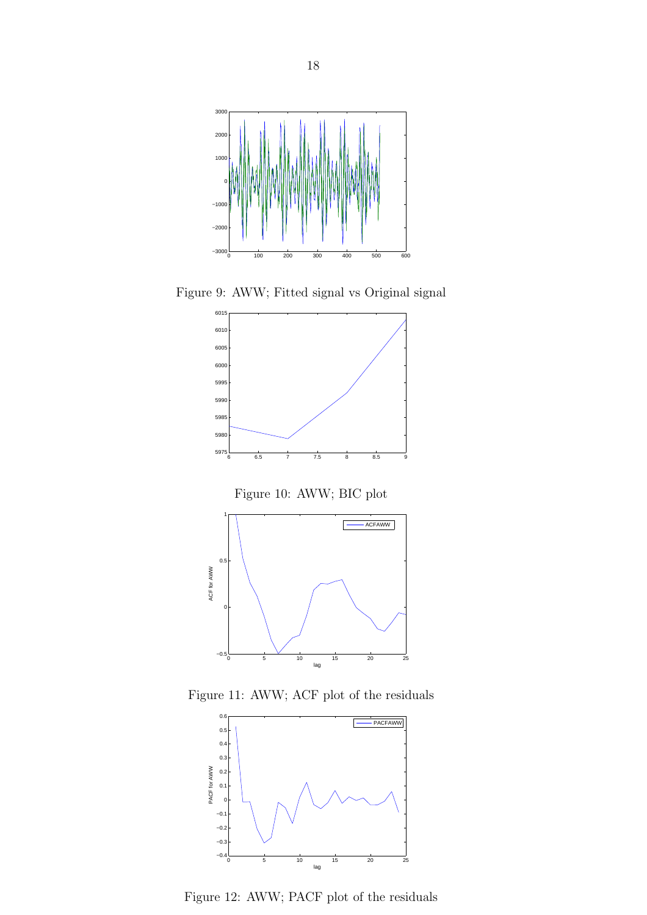Figure 9: AWW; Fitted signal vs Original signal

Figure 10: AWW; BIC plot

Figure 11: AWW; ACF plot of the residuals

Figure 12: AWW; PACF plot of the residuals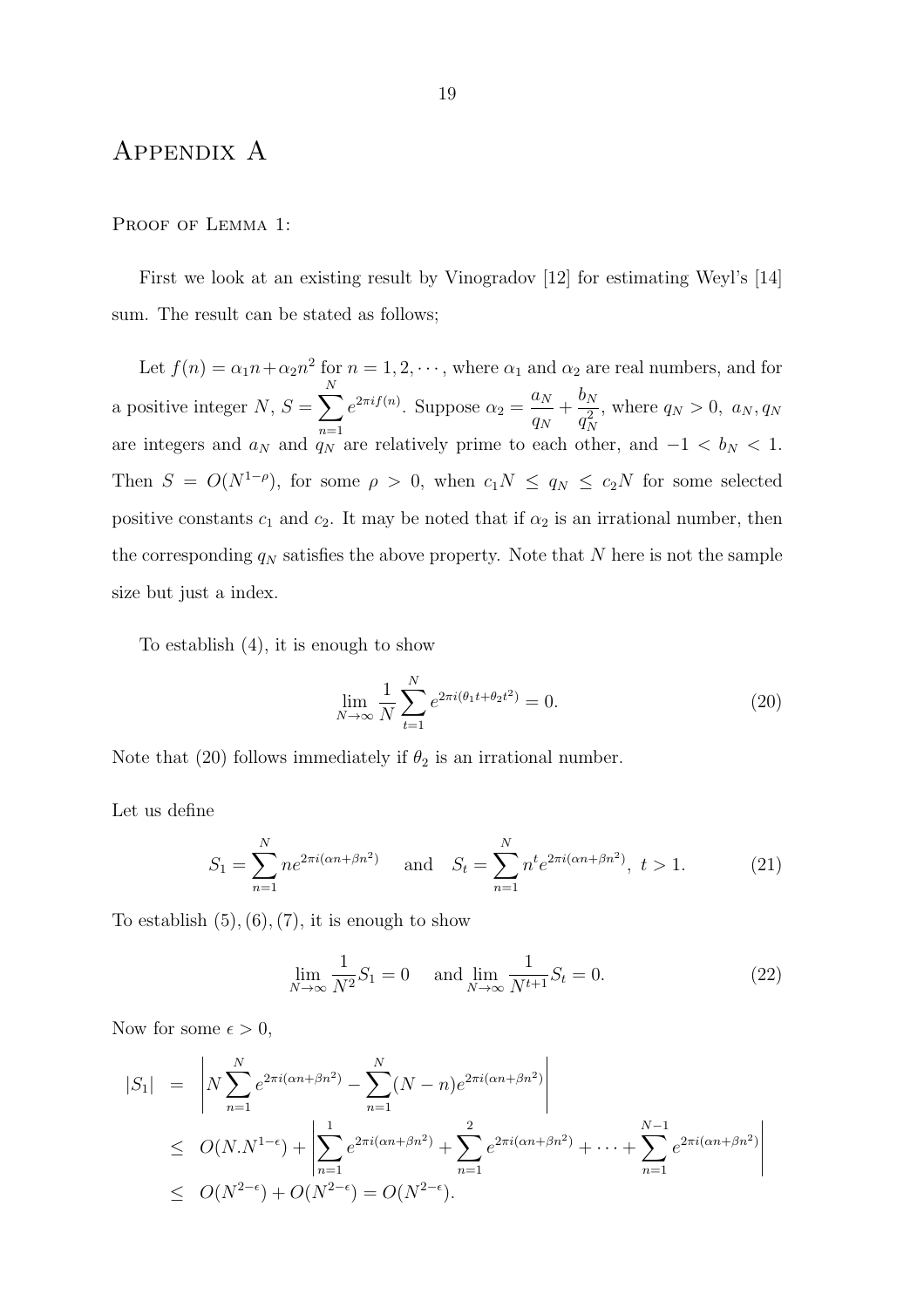# Appendix A

Proof of Lemma 1:

First we look at an existing result by Vinogradov [12] for estimating Weyl's [14] sum. The result can be stated as follows;

Let $f(n) = \alpha_1 n + \alpha_2 n^2$ for $n = 1, 2, \cdots$, where $\alpha_1$ and $\alpha_2$ are real numbers, and for a positive integer $N$, $S = \sum_{n=1}^{N} e^{2\pi i f(n)}$. Suppose $\alpha_2 = \frac{a_N}{q_N} + \frac{b_N}{q_N^2}$, where $q_N > 0$, $a_N, q_N$ are integers and $a_N$ and $q_N$ are relatively prime to each other, and $-1 < b_N < 1$. Then $S = O(N^{1-\rho})$, for some $\rho > 0$, when $c_1 N \leq q_N \leq c_2 N$ for some selected positive constants $c_1$ and $c_2$. It may be noted that if $\alpha_2$ is an irrational number, then the corresponding $q_N$ satisfies the above property. Note that $N$ here is not the sample size but just a index.

To establish (4), it is enough to show

$$\lim_{N\to\infty} \frac{1}{N} \sum_{t=1}^{N} e^{2\pi i(\theta_1 t + \theta_2 t^2)} = 0. \tag{20}$$

Note that (20) follows immediately if $\theta_2$ is an irrational number.

Let us define

$$S_1 = \sum_{n=1}^{N} n e^{2\pi i(\alpha n + \beta n^2)} \quad \text{and} \quad S_t = \sum_{n=1}^{N} n^t e^{2\pi i(\alpha n + \beta n^2)},\ t > 1. \tag{21}$$

To establish (5), (6), (7), it is enough to show

$$\lim_{N\to\infty} \frac{1}{N^2} S_1 = 0 \quad \text{and} \lim_{N\to\infty} \frac{1}{N^{t+1}} S_t = 0. \tag{22}$$

Now for some $\epsilon > 0$,

$$\begin{aligned}
|S_1| &= \left| N \sum_{n=1}^{N} e^{2\pi i(\alpha n + \beta n^2)} - \sum_{n=1}^{N} (N-n) e^{2\pi i(\alpha n + \beta n^2)} \right| \\
&\leq O(N.N^{1-\epsilon}) + \left| \sum_{n=1}^{1} e^{2\pi i(\alpha n + \beta n^2)} + \sum_{n=1}^{2} e^{2\pi i(\alpha n + \beta n^2)} + \cdots + \sum_{n=1}^{N-1} e^{2\pi i(\alpha n + \beta n^2)} \right| \\
&\leq O(N^{2-\epsilon}) + O(N^{2-\epsilon}) = O(N^{2-\epsilon}).
\end{aligned}$$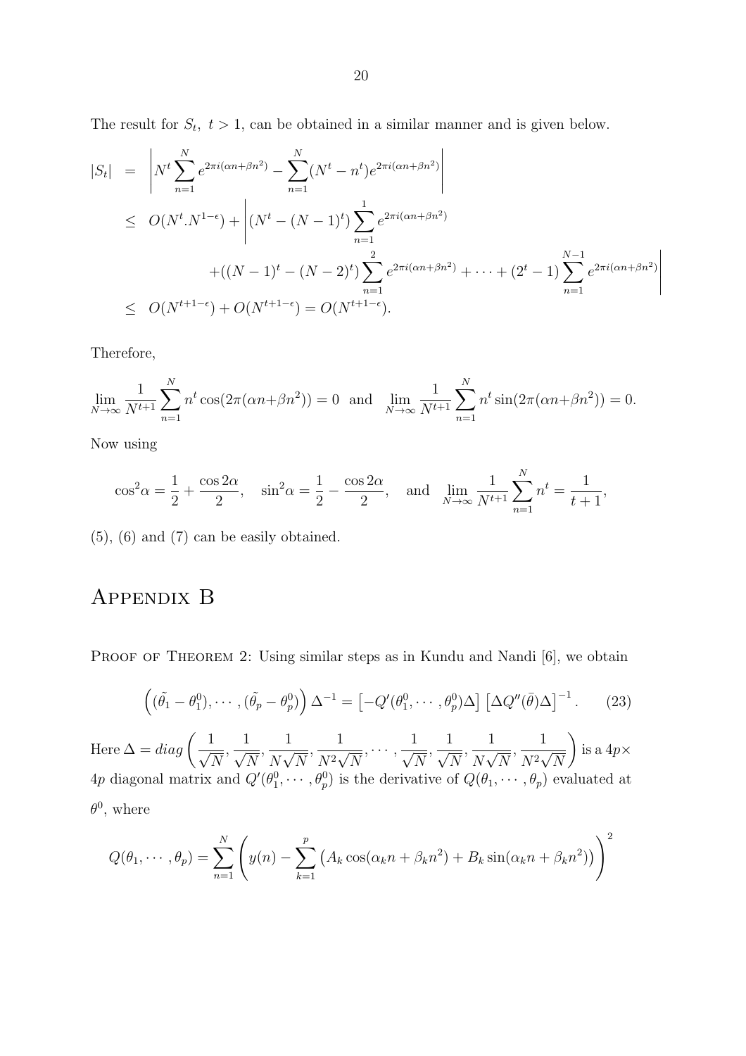The result for $S_t,\ t > 1$, can be obtained in a similar manner and is given below.

$$
\begin{aligned}
|S_t| &= \left| N^t \sum_{n=1}^{N} e^{2\pi i(\alpha n+\beta n^2)} - \sum_{n=1}^{N} (N^t - n^t) e^{2\pi i(\alpha n+\beta n^2)} \right| \\
&\leq O(N^t . N^{1-\epsilon}) + \Bigg| (N^t - (N-1)^t) \sum_{n=1}^{1} e^{2\pi i(\alpha n+\beta n^2)} \\
&\qquad + ((N-1)^t - (N-2)^t) \sum_{n=1}^{2} e^{2\pi i(\alpha n+\beta n^2)} + \cdots + (2^t - 1) \sum_{n=1}^{N-1} e^{2\pi i(\alpha n+\beta n^2)} \Bigg| \\
&\leq O(N^{t+1-\epsilon}) + O(N^{t+1-\epsilon}) = O(N^{t+1-\epsilon}).
\end{aligned}
$$

Therefore,

$$
\lim_{N\to\infty} \frac{1}{N^{t+1}} \sum_{n=1}^{N} n^t \cos(2\pi(\alpha n+\beta n^2)) = 0 \quad \text{and} \quad \lim_{N\to\infty} \frac{1}{N^{t+1}} \sum_{n=1}^{N} n^t \sin(2\pi(\alpha n+\beta n^2)) = 0.
$$

Now using

$$
\cos^2\alpha = \frac{1}{2} + \frac{\cos 2\alpha}{2}, \quad \sin^2\alpha = \frac{1}{2} - \frac{\cos 2\alpha}{2}, \quad \text{and} \quad \lim_{N\to\infty} \frac{1}{N^{t+1}} \sum_{n=1}^{N} n^t = \frac{1}{t+1},
$$

(5), (6) and (7) can be easily obtained.

# Appendix B

Proof of Theorem 2: Using similar steps as in Kundu and Nandi [6], we obtain

$$
\left( (\tilde{\theta_1} - \theta_1^0), \cdots, (\tilde{\theta_p} - \theta_p^0) \right) \Delta^{-1} = \left[ -Q'(\theta_1^0, \cdots, \theta_p^0)\Delta \right] \left[ \Delta Q''(\bar{\theta})\Delta \right]^{-1}. \tag{23}
$$

Here $\Delta = diag\left( \frac{1}{\sqrt{N}}, \frac{1}{\sqrt{N}}, \frac{1}{N\sqrt{N}}, \frac{1}{N^2\sqrt{N}}, \cdots, \frac{1}{\sqrt{N}}, \frac{1}{\sqrt{N}}, \frac{1}{N\sqrt{N}}, \frac{1}{N^2\sqrt{N}} \right)$ is a $4p \times 4p$ diagonal matrix and $Q'(\theta_1^0, \cdots, \theta_p^0)$ is the derivative of $Q(\theta_1, \cdots, \theta_p)$ evaluated at $\theta^0$, where

$$
Q(\theta_1, \cdots, \theta_p) = \sum_{n=1}^{N} \left( y(n) - \sum_{k=1}^{p} \left( A_k \cos(\alpha_k n + \beta_k n^2) + B_k \sin(\alpha_k n + \beta_k n^2) \right) \right)^2
$$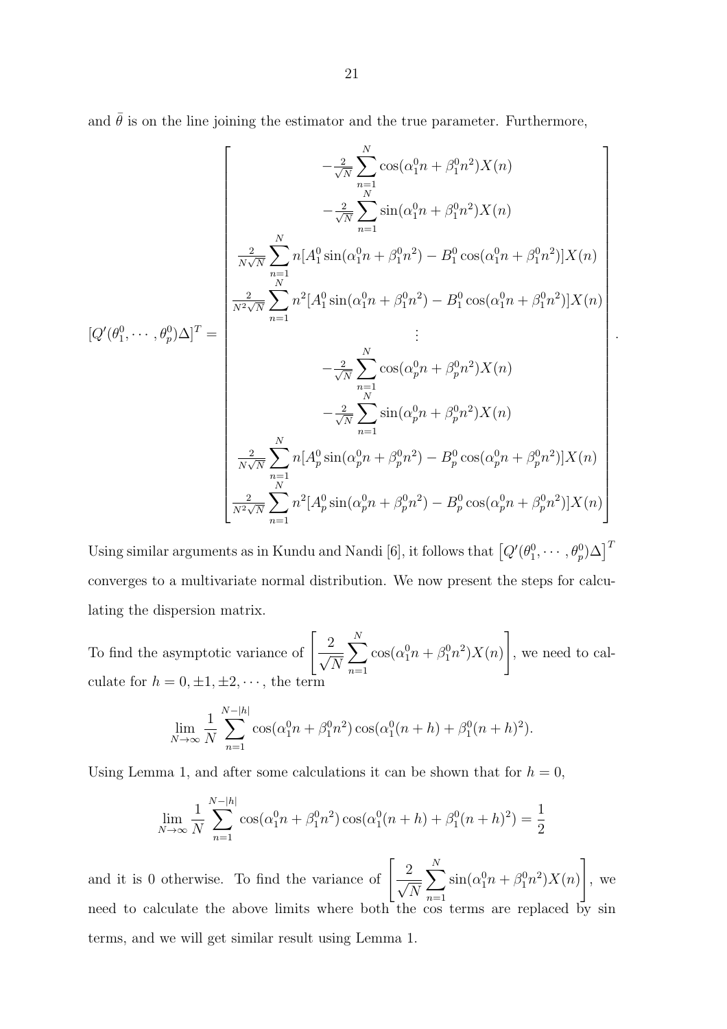and $\bar{\theta}$ is on the line joining the estimator and the true parameter. Furthermore,

$$
[Q'(\theta_1^0, \cdots, \theta_p^0)\Delta]^T = \begin{bmatrix}
-\frac{2}{\sqrt{N}} \sum_{n=1}^{N} \cos(\alpha_1^0 n + \beta_1^0 n^2) X(n) \\
-\frac{2}{\sqrt{N}} \sum_{n=1}^{N} \sin(\alpha_1^0 n + \beta_1^0 n^2) X(n) \\
\frac{2}{N\sqrt{N}} \sum_{n=1}^{N} n[A_1^0 \sin(\alpha_1^0 n + \beta_1^0 n^2) - B_1^0 \cos(\alpha_1^0 n + \beta_1^0 n^2)] X(n) \\
\frac{2}{N^2\sqrt{N}} \sum_{n=1}^{N} n^2[A_1^0 \sin(\alpha_1^0 n + \beta_1^0 n^2) - B_1^0 \cos(\alpha_1^0 n + \beta_1^0 n^2)] X(n) \\
\vdots \\
-\frac{2}{\sqrt{N}} \sum_{n=1}^{N} \cos(\alpha_p^0 n + \beta_p^0 n^2) X(n) \\
-\frac{2}{\sqrt{N}} \sum_{n=1}^{N} \sin(\alpha_p^0 n + \beta_p^0 n^2) X(n) \\
\frac{2}{N\sqrt{N}} \sum_{n=1}^{N} n[A_p^0 \sin(\alpha_p^0 n + \beta_p^0 n^2) - B_p^0 \cos(\alpha_p^0 n + \beta_p^0 n^2)] X(n) \\
\frac{2}{N^2\sqrt{N}} \sum_{n=1}^{N} n^2[A_p^0 \sin(\alpha_p^0 n + \beta_p^0 n^2) - B_p^0 \cos(\alpha_p^0 n + \beta_p^0 n^2)] X(n)
\end{bmatrix}.
$$

Using similar arguments as in Kundu and Nandi [6], it follows that $\left[Q'(\theta_1^0, \cdots, \theta_p^0)\Delta\right]^T$ converges to a multivariate normal distribution. We now present the steps for calculating the dispersion matrix.

To find the asymptotic variance of $\left[\dfrac{2}{\sqrt{N}} \sum_{n=1}^{N} \cos(\alpha_1^0 n + \beta_1^0 n^2) X(n)\right]$, we need to calculate for $h = 0, \pm 1, \pm 2, \cdots$, the term

$$
\lim_{N \to \infty} \frac{1}{N} \sum_{n=1}^{N-|h|} \cos(\alpha_1^0 n + \beta_1^0 n^2) \cos(\alpha_1^0 (n+h) + \beta_1^0 (n+h)^2).
$$

Using Lemma 1, and after some calculations it can be shown that for $h = 0$,

$$
\lim_{N \to \infty} \frac{1}{N} \sum_{n=1}^{N-|h|} \cos(\alpha_1^0 n + \beta_1^0 n^2) \cos(\alpha_1^0 (n+h) + \beta_1^0 (n+h)^2) = \frac{1}{2}
$$

and it is 0 otherwise. To find the variance of $\left[\dfrac{2}{\sqrt{N}} \sum_{n=1}^{N} \sin(\alpha_1^0 n + \beta_1^0 n^2) X(n)\right]$, we need to calculate the above limits where both the cos terms are replaced by sin terms, and we will get similar result using Lemma 1.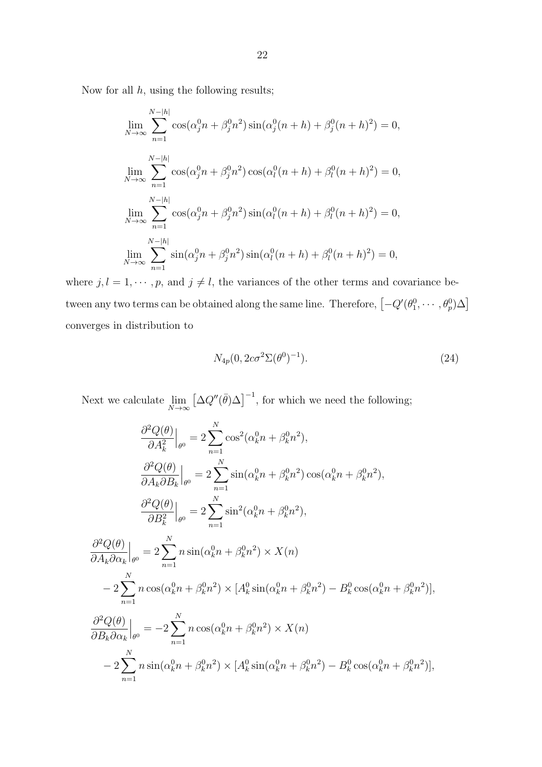Now for all $h$, using the following results;

$$\lim_{N\to\infty} \sum_{n=1}^{N-|h|} \cos(\alpha_j^0 n + \beta_j^0 n^2) \sin(\alpha_j^0 (n+h) + \beta_j^0 (n+h)^2) = 0,$$

$$\lim_{N\to\infty} \sum_{n=1}^{N-|h|} \cos(\alpha_j^0 n + \beta_j^0 n^2) \cos(\alpha_l^0 (n+h) + \beta_l^0 (n+h)^2) = 0,$$

$$\lim_{N\to\infty} \sum_{n=1}^{N-|h|} \cos(\alpha_j^0 n + \beta_j^0 n^2) \sin(\alpha_l^0 (n+h) + \beta_l^0 (n+h)^2) = 0,$$

$$\lim_{N\to\infty} \sum_{n=1}^{N-|h|} \sin(\alpha_j^0 n + \beta_j^0 n^2) \sin(\alpha_l^0 (n+h) + \beta_l^0 (n+h)^2) = 0,$$

where $j, l = 1, \cdots, p$, and $j \neq l$, the variances of the other terms and covariance between any two terms can be obtained along the same line. Therefore, $\left[-Q'(\theta_1^0, \cdots, \theta_p^0)\Delta\right]$ converges in distribution to

$$N_{4p}(0, 2c\sigma^2\Sigma(\theta^0)^{-1}). \tag{24}$$

Next we calculate $\lim_{N\to\infty}\left[\Delta Q''(\bar{\theta})\Delta\right]^{-1}$, for which we need the following;

$$\frac{\partial^2 Q(\theta)}{\partial A_k^2}\Big|_{\theta^0} = 2\sum_{n=1}^{N} \cos^2(\alpha_k^0 n + \beta_k^0 n^2),$$

$$\frac{\partial^2 Q(\theta)}{\partial A_k \partial B_k}\Big|_{\theta^0} = 2\sum_{n=1}^{N} \sin(\alpha_k^0 n + \beta_k^0 n^2)\cos(\alpha_k^0 n + \beta_k^0 n^2),$$

$$\frac{\partial^2 Q(\theta)}{\partial B_k^2}\Big|_{\theta^0} = 2\sum_{n=1}^{N} \sin^2(\alpha_k^0 n + \beta_k^0 n^2),$$

$$\begin{aligned}
\frac{\partial^2 Q(\theta)}{\partial A_k \partial \alpha_k}\Big|_{\theta^0} &= 2\sum_{n=1}^{N} n\sin(\alpha_k^0 n + \beta_k^0 n^2) \times X(n) \\
&- 2\sum_{n=1}^{N} n\cos(\alpha_k^0 n + \beta_k^0 n^2) \times [A_k^0 \sin(\alpha_k^0 n + \beta_k^0 n^2) - B_k^0 \cos(\alpha_k^0 n + \beta_k^0 n^2)],
\end{aligned}$$

$$\begin{aligned}
\frac{\partial^2 Q(\theta)}{\partial B_k \partial \alpha_k}\Big|_{\theta^0} &= -2\sum_{n=1}^{N} n\cos(\alpha_k^0 n + \beta_k^0 n^2) \times X(n) \\
&- 2\sum_{n=1}^{N} n\sin(\alpha_k^0 n + \beta_k^0 n^2) \times [A_k^0 \sin(\alpha_k^0 n + \beta_k^0 n^2) - B_k^0 \cos(\alpha_k^0 n + \beta_k^0 n^2)],
\end{aligned}$$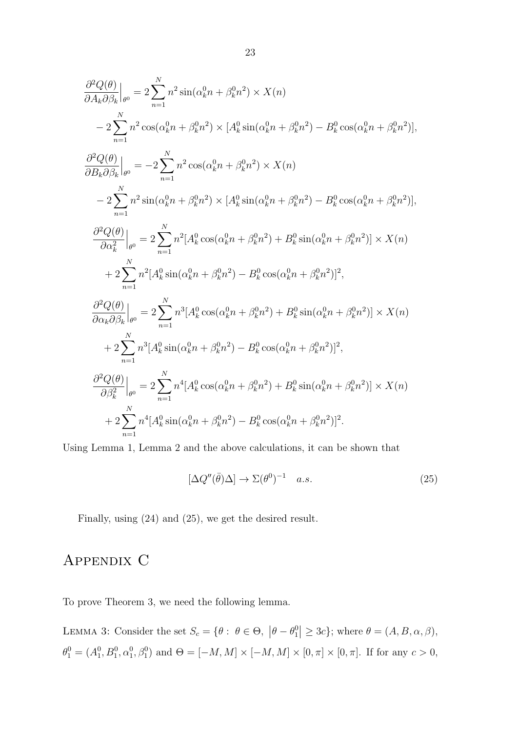$$
\begin{aligned}
\frac{\partial^2 Q(\theta)}{\partial A_k \partial \beta_k}\Big|_{\theta^0} &= 2\sum_{n=1}^{N} n^2 \sin(\alpha_k^0 n + \beta_k^0 n^2) \times X(n) \\
&\quad - 2\sum_{n=1}^{N} n^2 \cos(\alpha_k^0 n + \beta_k^0 n^2) \times [A_k^0 \sin(\alpha_k^0 n + \beta_k^0 n^2) - B_k^0 \cos(\alpha_k^0 n + \beta_k^0 n^2)], \\
\frac{\partial^2 Q(\theta)}{\partial B_k \partial \beta_k}\Big|_{\theta^0} &= -2\sum_{n=1}^{N} n^2 \cos(\alpha_k^0 n + \beta_k^0 n^2) \times X(n) \\
&\quad - 2\sum_{n=1}^{N} n^2 \sin(\alpha_k^0 n + \beta_k^0 n^2) \times [A_k^0 \sin(\alpha_k^0 n + \beta_k^0 n^2) - B_k^0 \cos(\alpha_k^0 n + \beta_k^0 n^2)], \\
\frac{\partial^2 Q(\theta)}{\partial \alpha_k^2}\Big|_{\theta^0} &= 2\sum_{n=1}^{N} n^2 [A_k^0 \cos(\alpha_k^0 n + \beta_k^0 n^2) + B_k^0 \sin(\alpha_k^0 n + \beta_k^0 n^2)] \times X(n) \\
&\quad + 2\sum_{n=1}^{N} n^2 [A_k^0 \sin(\alpha_k^0 n + \beta_k^0 n^2) - B_k^0 \cos(\alpha_k^0 n + \beta_k^0 n^2)]^2, \\
\frac{\partial^2 Q(\theta)}{\partial \alpha_k \partial \beta_k}\Big|_{\theta^0} &= 2\sum_{n=1}^{N} n^3 [A_k^0 \cos(\alpha_k^0 n + \beta_k^0 n^2) + B_k^0 \sin(\alpha_k^0 n + \beta_k^0 n^2)] \times X(n) \\
&\quad + 2\sum_{n=1}^{N} n^3 [A_k^0 \sin(\alpha_k^0 n + \beta_k^0 n^2) - B_k^0 \cos(\alpha_k^0 n + \beta_k^0 n^2)]^2, \\
\frac{\partial^2 Q(\theta)}{\partial \beta_k^2}\Big|_{\theta^0} &= 2\sum_{n=1}^{N} n^4 [A_k^0 \cos(\alpha_k^0 n + \beta_k^0 n^2) + B_k^0 \sin(\alpha_k^0 n + \beta_k^0 n^2)] \times X(n) \\
&\quad + 2\sum_{n=1}^{N} n^4 [A_k^0 \sin(\alpha_k^0 n + \beta_k^0 n^2) - B_k^0 \cos(\alpha_k^0 n + \beta_k^0 n^2)]^2.
\end{aligned}
$$

Using Lemma 1, Lemma 2 and the above calculations, it can be shown that

$$
[\Delta Q''(\bar{\theta})\Delta] \to \Sigma(\theta^0)^{-1} \quad a.s. \tag{25}
$$

Finally, using (24) and (25), we get the desired result.

# Appendix C

To prove Theorem 3, we need the following lemma.

Lemma 3: Consider the set $S_c = \{\theta : \ \theta \in \Theta, \ |\theta - \theta_1^0| \geq 3c\}$; where $\theta = (A, B, \alpha, \beta)$, $\theta_1^0 = (A_1^0, B_1^0, \alpha_1^0, \beta_1^0)$ and $\Theta = [-M, M] \times [-M, M] \times [0, \pi] \times [0, \pi]$. If for any $c > 0$,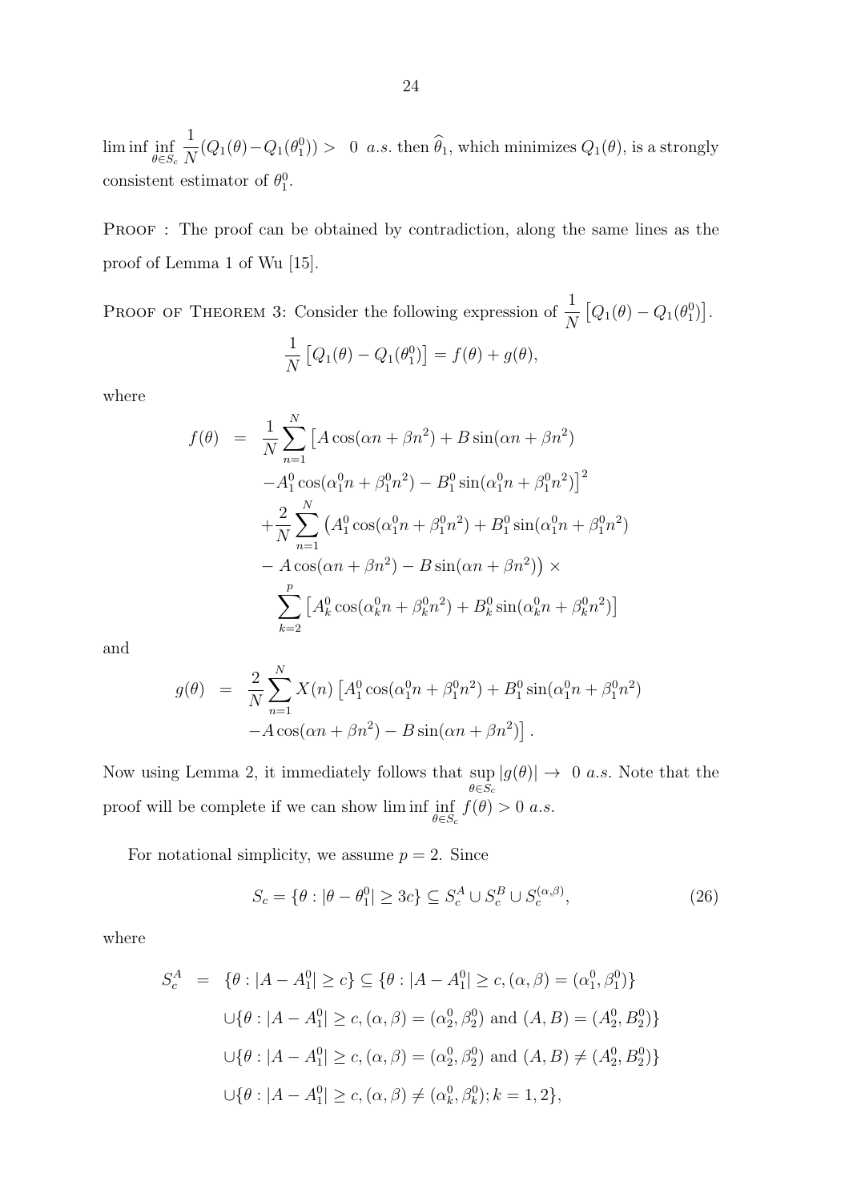$\liminf \inf_{\theta \in S_c} \frac{1}{N}(Q_1(\theta) - Q_1(\theta_1^0)) > \ 0 \ a.s.$ then $\widehat{\theta}_1$, which minimizes $Q_1(\theta)$, is a strongly consistent estimator of $\theta_1^0$.

PROOF : The proof can be obtained by contradiction, along the same lines as the proof of Lemma 1 of Wu [15].

PROOF OF THEOREM 3: Consider the following expression of $\frac{1}{N}\left[Q_1(\theta) - Q_1(\theta_1^0)\right]$.

$$\frac{1}{N}\left[Q_1(\theta) - Q_1(\theta_1^0)\right] = f(\theta) + g(\theta),$$

where

$$\begin{aligned}
f(\theta) &= \frac{1}{N}\sum_{n=1}^{N}\left[A\cos(\alpha n + \beta n^2) + B\sin(\alpha n + \beta n^2)\right. \\
&\quad \left. - A_1^0\cos(\alpha_1^0 n + \beta_1^0 n^2) - B_1^0 \sin(\alpha_1^0 n + \beta_1^0 n^2)\right]^2 \\
&\quad + \frac{2}{N}\sum_{n=1}^{N}\left(A_1^0\cos(\alpha_1^0 n + \beta_1^0 n^2) + B_1^0\sin(\alpha_1^0 n + \beta_1^0 n^2)\right. \\
&\quad \left. - A\cos(\alpha n + \beta n^2) - B\sin(\alpha n + \beta n^2)\right) \times \\
&\quad \sum_{k=2}^{p}\left[A_k^0\cos(\alpha_k^0 n + \beta_k^0 n^2) + B_k^0\sin(\alpha_k^0 n + \beta_k^0 n^2)\right]
\end{aligned}$$

and

$$\begin{aligned}
g(\theta) &= \frac{2}{N}\sum_{n=1}^{N} X(n)\left[A_1^0\cos(\alpha_1^0 n + \beta_1^0 n^2) + B_1^0\sin(\alpha_1^0 n + \beta_1^0 n^2)\right. \\
&\quad \left. - A\cos(\alpha n + \beta n^2) - B\sin(\alpha n + \beta n^2)\right].
\end{aligned}$$

Now using Lemma 2, it immediately follows that $\sup_{\theta \in S_c}|g(\theta)| \to \ 0 \ a.s.$ Note that the proof will be complete if we can show $\liminf \inf_{\theta \in S_c} f(\theta) > 0 \ a.s.$

For notational simplicity, we assume $p = 2$. Since

$$S_c = \{\theta : |\theta - \theta_1^0| \geq 3c\} \subseteq S_c^A \cup S_c^B \cup S_c^{(\alpha,\beta)}, \tag{26}$$

where

$$\begin{aligned}
S_c^A &= \{\theta : |A - A_1^0| \geq c\} \subseteq \{\theta : |A - A_1^0| \geq c, (\alpha, \beta) = (\alpha_1^0, \beta_1^0)\} \\
&\quad \cup \{\theta : |A - A_1^0| \geq c, (\alpha, \beta) = (\alpha_2^0, \beta_2^0) \text{ and } (A, B) = (A_2^0, B_2^0)\} \\
&\quad \cup \{\theta : |A - A_1^0| \geq c, (\alpha, \beta) = (\alpha_2^0, \beta_2^0) \text{ and } (A, B) \neq (A_2^0, B_2^0)\} \\
&\quad \cup \{\theta : |A - A_1^0| \geq c, (\alpha, \beta) \neq (\alpha_k^0, \beta_k^0); k = 1, 2\},
\end{aligned}$$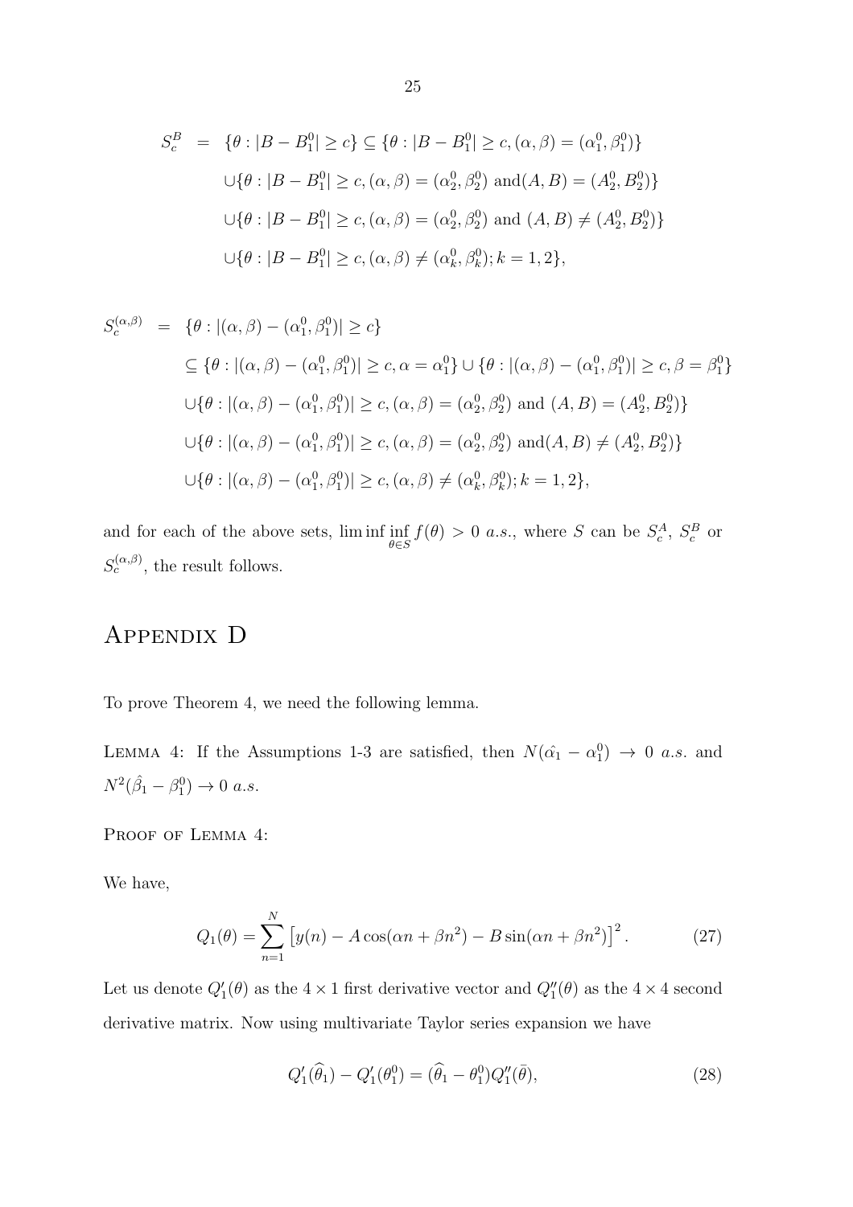$$
\begin{aligned}
S_c^B &= \{\theta : |B - B_1^0| \geq c\} \subseteq \{\theta : |B - B_1^0| \geq c, (\alpha, \beta) = (\alpha_1^0, \beta_1^0)\} \\
&\cup \{\theta : |B - B_1^0| \geq c, (\alpha, \beta) = (\alpha_2^0, \beta_2^0) \text{ and} (A, B) = (A_2^0, B_2^0)\} \\
&\cup \{\theta : |B - B_1^0| \geq c, (\alpha, \beta) = (\alpha_2^0, \beta_2^0) \text{ and } (A, B) \neq (A_2^0, B_2^0)\} \\
&\cup \{\theta : |B - B_1^0| \geq c, (\alpha, \beta) \neq (\alpha_k^0, \beta_k^0); k = 1, 2\},
\end{aligned}
$$

$$
\begin{aligned}
S_c^{(\alpha,\beta)} &= \{\theta : |(\alpha, \beta) - (\alpha_1^0, \beta_1^0)| \geq c\} \\
&\subseteq \{\theta : |(\alpha, \beta) - (\alpha_1^0, \beta_1^0)| \geq c, \alpha = \alpha_1^0\} \cup \{\theta : |(\alpha, \beta) - (\alpha_1^0, \beta_1^0)| \geq c, \beta = \beta_1^0\} \\
&\cup \{\theta : |(\alpha, \beta) - (\alpha_1^0, \beta_1^0)| \geq c, (\alpha, \beta) = (\alpha_2^0, \beta_2^0) \text{ and } (A, B) = (A_2^0, B_2^0)\} \\
&\cup \{\theta : |(\alpha, \beta) - (\alpha_1^0, \beta_1^0)| \geq c, (\alpha, \beta) = (\alpha_2^0, \beta_2^0) \text{ and} (A, B) \neq (A_2^0, B_2^0)\} \\
&\cup \{\theta : |(\alpha, \beta) - (\alpha_1^0, \beta_1^0)| \geq c, (\alpha, \beta) \neq (\alpha_k^0, \beta_k^0); k = 1, 2\},
\end{aligned}
$$

and for each of the above sets, $\liminf \inf_{\theta \in S} f(\theta) > 0$ *a.s.*, where $S$ can be $S_c^A$, $S_c^B$ or $S_c^{(\alpha,\beta)}$, the result follows.

# Appendix D

To prove Theorem 4, we need the following lemma.

Lemma 4: If the Assumptions 1-3 are satisfied, then $N(\hat{\alpha}_1 - \alpha_1^0) \to 0$ *a.s.* and $N^2(\hat{\beta}_1 - \beta_1^0) \to 0$ *a.s.*

Proof of Lemma 4:

We have,

$$
Q_1(\theta) = \sum_{n=1}^{N} \left[ y(n) - A\cos(\alpha n + \beta n^2) - B\sin(\alpha n + \beta n^2) \right]^2. \tag{27}
$$

Let us denote $Q_1'(\theta)$ as the $4 \times 1$ first derivative vector and $Q_1''(\theta)$ as the $4 \times 4$ second derivative matrix. Now using multivariate Taylor series expansion we have

$$
Q_1'(\widehat{\theta}_1) - Q_1'(\theta_1^0) = (\widehat{\theta}_1 - \theta_1^0) Q_1''(\bar{\theta}), \tag{28}
$$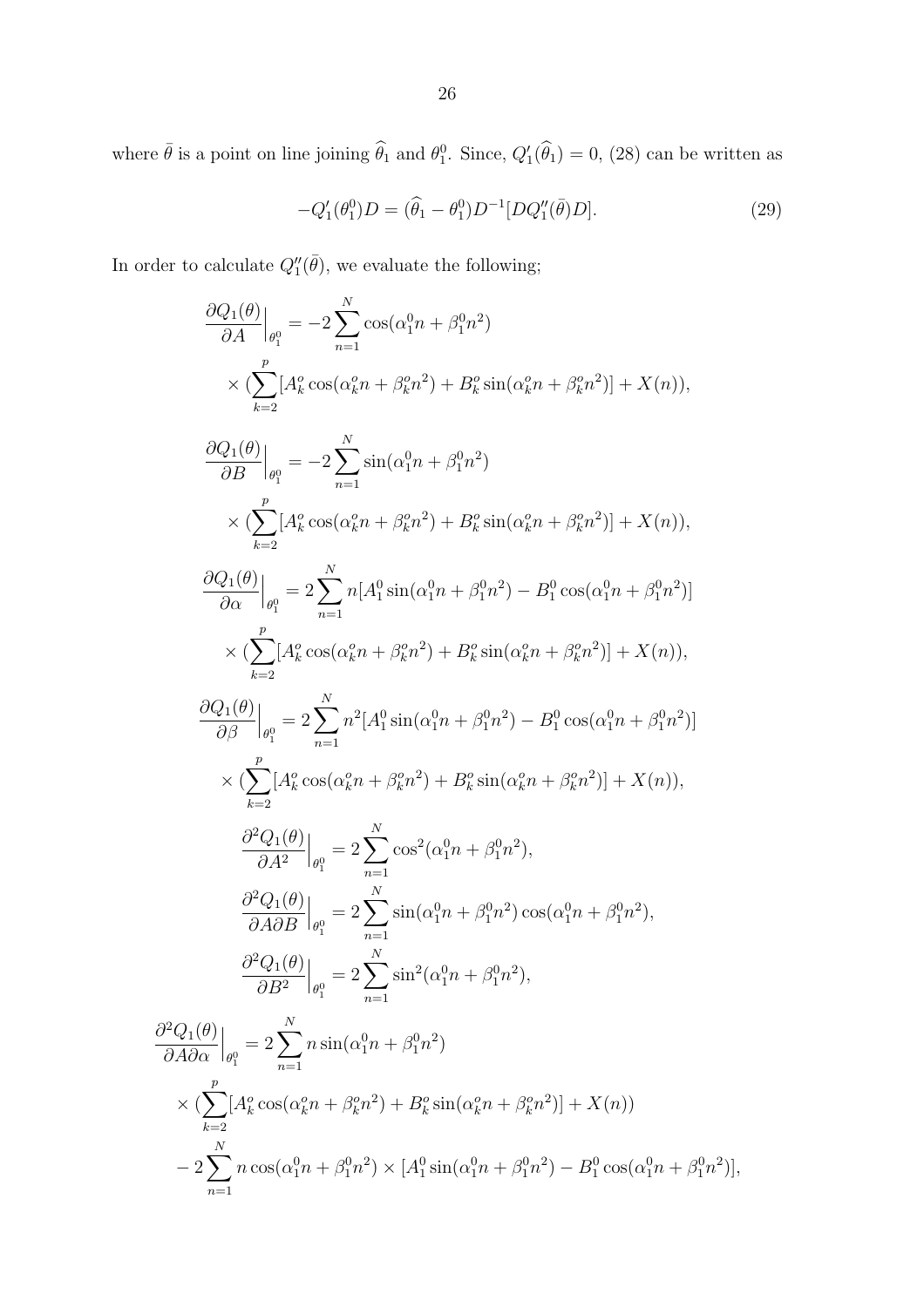where $\bar{\theta}$ is a point on line joining $\widehat{\theta}_1$ and $\theta_1^0$. Since, $Q_1'(\widehat{\theta}_1) = 0$, (28) can be written as

$$
-Q_1'(\theta_1^0)D = (\widehat{\theta}_1 - \theta_1^0)D^{-1}[DQ_1''(\bar{\theta})D]. \tag{29}
$$

In order to calculate $Q_1''(\bar{\theta})$, we evaluate the following;

$$
\begin{aligned}
\frac{\partial Q_1(\theta)}{\partial A}\Big|_{\theta_1^0} &= -2\sum_{n=1}^{N} \cos(\alpha_1^0 n + \beta_1^0 n^2) \\
&\quad \times (\sum_{k=2}^{p} [A_k^o \cos(\alpha_k^o n + \beta_k^o n^2) + B_k^o \sin(\alpha_k^o n + \beta_k^o n^2)] + X(n)),
\end{aligned}
$$

$$
\begin{aligned}
\frac{\partial Q_1(\theta)}{\partial B}\Big|_{\theta_1^0} &= -2\sum_{n=1}^{N} \sin(\alpha_1^0 n + \beta_1^0 n^2) \\
&\quad \times (\sum_{k=2}^{p} [A_k^o \cos(\alpha_k^o n + \beta_k^o n^2) + B_k^o \sin(\alpha_k^o n + \beta_k^o n^2)] + X(n)),
\end{aligned}
$$

$$
\begin{aligned}
\frac{\partial Q_1(\theta)}{\partial \alpha}\Big|_{\theta_1^0} &= 2\sum_{n=1}^{N} n[A_1^0 \sin(\alpha_1^0 n + \beta_1^0 n^2) - B_1^0 \cos(\alpha_1^0 n + \beta_1^0 n^2)] \\
&\quad \times (\sum_{k=2}^{p} [A_k^o \cos(\alpha_k^o n + \beta_k^o n^2) + B_k^o \sin(\alpha_k^o n + \beta_k^o n^2)] + X(n)),
\end{aligned}
$$

$$
\begin{aligned}
\frac{\partial Q_1(\theta)}{\partial \beta}\Big|_{\theta_1^0} &= 2\sum_{n=1}^{N} n^2[A_1^0 \sin(\alpha_1^0 n + \beta_1^0 n^2) - B_1^0 \cos(\alpha_1^0 n + \beta_1^0 n^2)] \\
&\quad \times (\sum_{k=2}^{p} [A_k^o \cos(\alpha_k^o n + \beta_k^o n^2) + B_k^o \sin(\alpha_k^o n + \beta_k^o n^2)] + X(n)),
\end{aligned}
$$

$$
\frac{\partial^2 Q_1(\theta)}{\partial A^2}\Big|_{\theta_1^0} = 2\sum_{n=1}^{N} \cos^2(\alpha_1^0 n + \beta_1^0 n^2),
$$

$$
\frac{\partial^2 Q_1(\theta)}{\partial A \partial B}\Big|_{\theta_1^0} = 2\sum_{n=1}^{N} \sin(\alpha_1^0 n + \beta_1^0 n^2)\cos(\alpha_1^0 n + \beta_1^0 n^2),
$$

$$
\frac{\partial^2 Q_1(\theta)}{\partial B^2}\Big|_{\theta_1^0} = 2\sum_{n=1}^{N} \sin^2(\alpha_1^0 n + \beta_1^0 n^2),
$$

$$
\begin{aligned}
\frac{\partial^2 Q_1(\theta)}{\partial A \partial \alpha}\Big|_{\theta_1^0} &= 2\sum_{n=1}^{N} n \sin(\alpha_1^0 n + \beta_1^0 n^2) \\
&\quad \times (\sum_{k=2}^{p} [A_k^o \cos(\alpha_k^o n + \beta_k^o n^2) + B_k^o \sin(\alpha_k^o n + \beta_k^o n^2)] + X(n)) \\
&\quad - 2\sum_{n=1}^{N} n \cos(\alpha_1^0 n + \beta_1^0 n^2) \times [A_1^0 \sin(\alpha_1^0 n + \beta_1^0 n^2) - B_1^0 \cos(\alpha_1^0 n + \beta_1^0 n^2)],
\end{aligned}
$$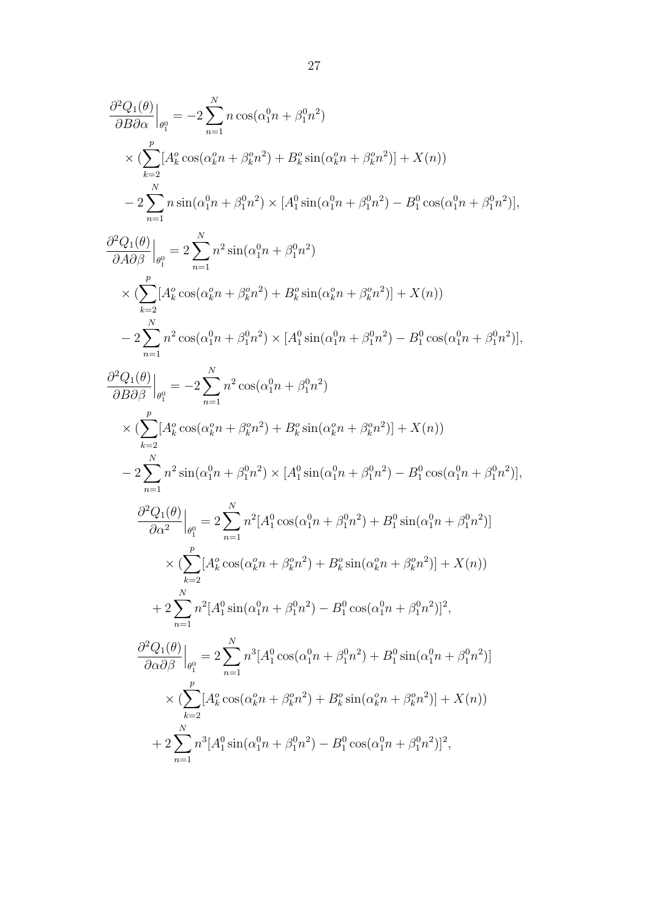$$
\begin{aligned}
\frac{\partial^2 Q_1(\theta)}{\partial B \partial \alpha}\Big|_{\theta_1^0} &= -2\sum_{n=1}^{N} n\cos(\alpha_1^0 n + \beta_1^0 n^2) \\
&\times (\sum_{k=2}^{p}[A_k^o\cos(\alpha_k^o n + \beta_k^o n^2) + B_k^o \sin(\alpha_k^o n + \beta_k^o n^2)] + X(n)) \\
&- 2\sum_{n=1}^{N} n\sin(\alpha_1^0 n + \beta_1^0 n^2) \times [A_1^0 \sin(\alpha_1^0 n + \beta_1^0 n^2) - B_1^0\cos(\alpha_1^0 n + \beta_1^0 n^2)],
\end{aligned}
$$

$$
\begin{aligned}
\frac{\partial^2 Q_1(\theta)}{\partial A \partial \beta}\Big|_{\theta_1^0} &= 2\sum_{n=1}^{N} n^2\sin(\alpha_1^0 n + \beta_1^0 n^2) \\
&\times (\sum_{k=2}^{p}[A_k^o\cos(\alpha_k^o n + \beta_k^o n^2) + B_k^o \sin(\alpha_k^o n + \beta_k^o n^2)] + X(n)) \\
&- 2\sum_{n=1}^{N} n^2\cos(\alpha_1^0 n + \beta_1^0 n^2) \times [A_1^0 \sin(\alpha_1^0 n + \beta_1^0 n^2) - B_1^0\cos(\alpha_1^0 n + \beta_1^0 n^2)],
\end{aligned}
$$

$$
\begin{aligned}
\frac{\partial^2 Q_1(\theta)}{\partial B \partial \beta}\Big|_{\theta_1^0} &= -2\sum_{n=1}^{N} n^2\cos(\alpha_1^0 n + \beta_1^0 n^2) \\
&\times (\sum_{k=2}^{p}[A_k^o\cos(\alpha_k^o n + \beta_k^o n^2) + B_k^o \sin(\alpha_k^o n + \beta_k^o n^2)] + X(n)) \\
&- 2\sum_{n=1}^{N} n^2\sin(\alpha_1^0 n + \beta_1^0 n^2) \times [A_1^0 \sin(\alpha_1^0 n + \beta_1^0 n^2) - B_1^0\cos(\alpha_1^0 n + \beta_1^0 n^2)],
\end{aligned}
$$

$$
\begin{aligned}
\frac{\partial^2 Q_1(\theta)}{\partial \alpha^2}\Big|_{\theta_1^0} &= 2\sum_{n=1}^{N} n^2[A_1^0\cos(\alpha_1^0 n + \beta_1^0 n^2) + B_1^0\sin(\alpha_1^0 n + \beta_1^0 n^2)] \\
&\times (\sum_{k=2}^{p}[A_k^o\cos(\alpha_k^o n + \beta_k^o n^2) + B_k^o \sin(\alpha_k^o n + \beta_k^o n^2)] + X(n)) \\
&+ 2\sum_{n=1}^{N} n^2[A_1^0 \sin(\alpha_1^0 n + \beta_1^0 n^2) - B_1^0\cos(\alpha_1^0 n + \beta_1^0 n^2)]^2,
\end{aligned}
$$

$$
\begin{aligned}
\frac{\partial^2 Q_1(\theta)}{\partial \alpha \partial \beta}\Big|_{\theta_1^0} &= 2\sum_{n=1}^{N} n^3[A_1^0\cos(\alpha_1^0 n + \beta_1^0 n^2) + B_1^0\sin(\alpha_1^0 n + \beta_1^0 n^2)] \\
&\times (\sum_{k=2}^{p}[A_k^o\cos(\alpha_k^o n + \beta_k^o n^2) + B_k^o \sin(\alpha_k^o n + \beta_k^o n^2)] + X(n)) \\
&+ 2\sum_{n=1}^{N} n^3[A_1^0 \sin(\alpha_1^0 n + \beta_1^0 n^2) - B_1^0\cos(\alpha_1^0 n + \beta_1^0 n^2)]^2,
\end{aligned}
$$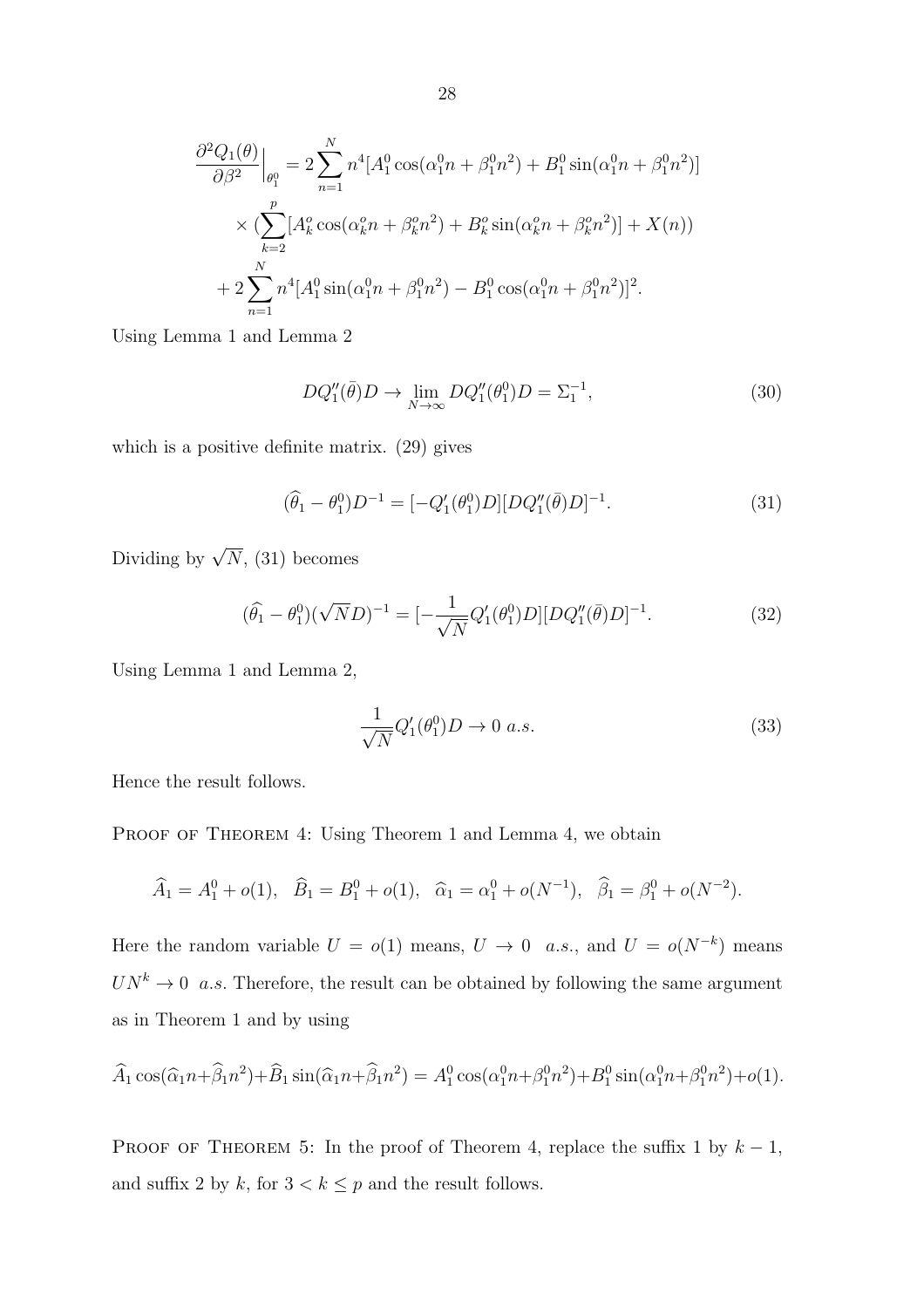$$
\begin{aligned}
\frac{\partial^2 Q_1(\theta)}{\partial \beta^2}\Big|_{\theta_1^0} &= 2\sum_{n=1}^{N} n^4 [A_1^0 \cos(\alpha_1^0 n + \beta_1^0 n^2) + B_1^0 \sin(\alpha_1^0 n + \beta_1^0 n^2)] \\
&\times (\sum_{k=2}^{p} [A_k^o \cos(\alpha_k^o n + \beta_k^o n^2) + B_k^o \sin(\alpha_k^o n + \beta_k^o n^2)] + X(n)) \\
&+ 2\sum_{n=1}^{N} n^4 [A_1^0 \sin(\alpha_1^0 n + \beta_1^0 n^2) - B_1^0 \cos(\alpha_1^0 n + \beta_1^0 n^2)]^2.
\end{aligned}
$$

Using Lemma 1 and Lemma 2

$$
DQ_1''(\bar{\theta})D \rightarrow \lim_{N\rightarrow\infty} DQ_1''(\theta_1^0)D = \Sigma_1^{-1}, \tag{30}
$$

which is a positive definite matrix. (29) gives

$$
(\widehat{\theta}_1 - \theta_1^0)D^{-1} = [-Q_1'(\theta_1^0)D][DQ_1''(\bar{\theta})D]^{-1}. \tag{31}
$$

Dividing by $\sqrt{N}$, (31) becomes

$$
(\widehat{\theta}_1 - \theta_1^0)(\sqrt{N}D)^{-1} = [-\frac{1}{\sqrt{N}}Q_1'(\theta_1^0)D][DQ_1''(\bar{\theta})D]^{-1}. \tag{32}
$$

Using Lemma 1 and Lemma 2,

$$
\frac{1}{\sqrt{N}}Q_1'(\theta_1^0)D \rightarrow 0 \ a.s. \tag{33}
$$

Hence the result follows.

Proof of Theorem 4: Using Theorem 1 and Lemma 4, we obtain

$$
\widehat{A}_1 = A_1^0 + o(1), \quad \widehat{B}_1 = B_1^0 + o(1), \quad \widehat{\alpha}_1 = \alpha_1^0 + o(N^{-1}), \quad \widehat{\beta}_1 = \beta_1^0 + o(N^{-2}).
$$

Here the random variable $U = o(1)$ means, $U \rightarrow 0 \ \ a.s.$, and $U = o(N^{-k})$ means $UN^k \rightarrow 0 \ \ a.s.$ Therefore, the result can be obtained by following the same argument as in Theorem 1 and by using

$$
\widehat{A}_1 \cos(\widehat{\alpha}_1 n + \widehat{\beta}_1 n^2) + \widehat{B}_1 \sin(\widehat{\alpha}_1 n + \widehat{\beta}_1 n^2) = A_1^0 \cos(\alpha_1^0 n + \beta_1^0 n^2) + B_1^0 \sin(\alpha_1^0 n + \beta_1^0 n^2) + o(1).
$$

Proof of Theorem 5: In the proof of Theorem 4, replace the suffix 1 by $k-1$, and suffix 2 by $k$, for $3 < k \leq p$ and the result follows.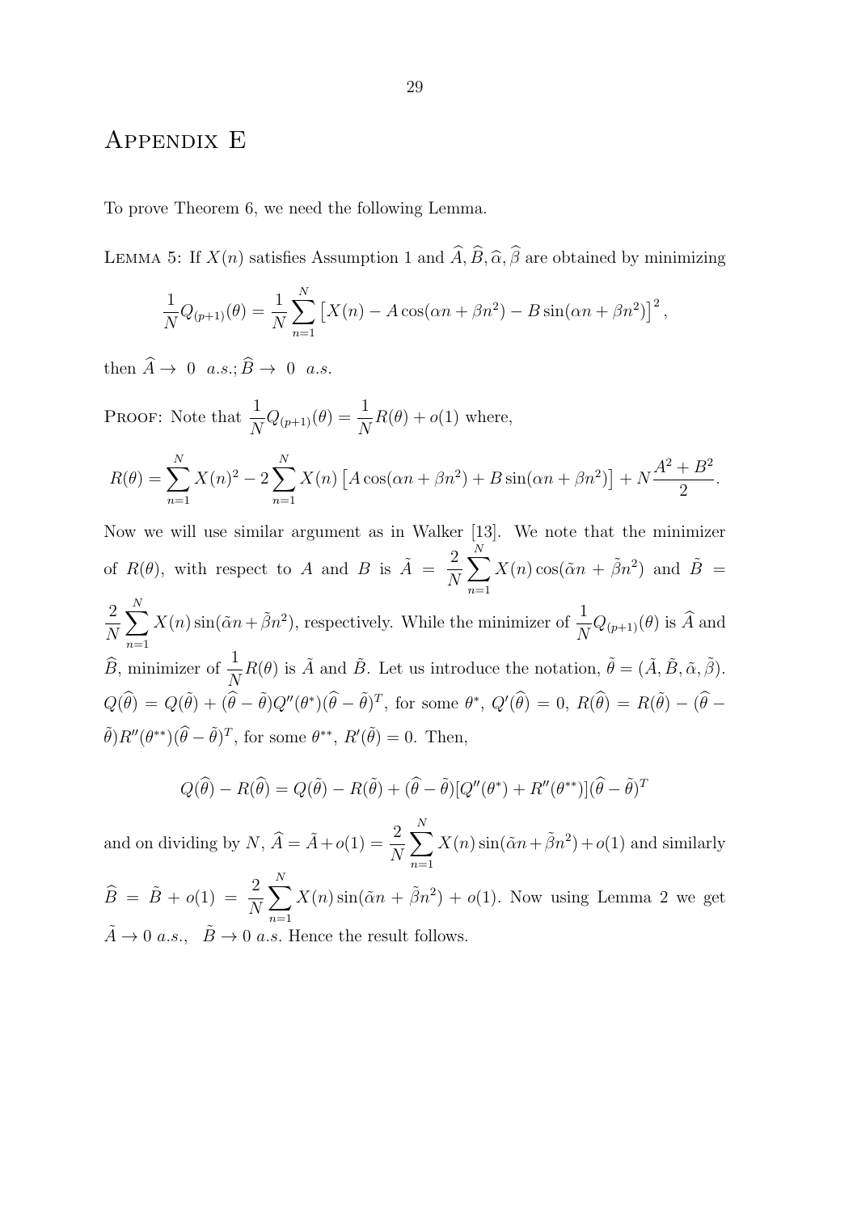# Appendix E

To prove Theorem 6, we need the following Lemma.

Lemma 5: If $X(n)$ satisfies Assumption 1 and $\widehat{A}, \widehat{B}, \widehat{\alpha}, \widehat{\beta}$ are obtained by minimizing

$$\frac{1}{N} Q_{(p+1)}(\theta) = \frac{1}{N} \sum_{n=1}^{N} \left[ X(n) - A\cos(\alpha n + \beta n^2) - B\sin(\alpha n + \beta n^2) \right]^2,$$

then $\widehat{A} \to 0 \;\; a.s.; \widehat{B} \to 0 \;\; a.s.$

Proof: Note that $\dfrac{1}{N} Q_{(p+1)}(\theta) = \dfrac{1}{N} R(\theta) + o(1)$ where,

$$R(\theta) = \sum_{n=1}^{N} X(n)^2 - 2\sum_{n=1}^{N} X(n) \left[ A\cos(\alpha n + \beta n^2) + B\sin(\alpha n + \beta n^2) \right] + N\frac{A^2 + B^2}{2}.$$

Now we will use similar argument as in Walker [13]. We note that the minimizer of $R(\theta)$, with respect to $A$ and $B$ is $\tilde{A} = \dfrac{2}{N}\displaystyle\sum_{n=1}^{N} X(n)\cos(\tilde{\alpha} n + \tilde{\beta} n^2)$ and $\tilde{B} = \dfrac{2}{N}\displaystyle\sum_{n=1}^{N} X(n)\sin(\tilde{\alpha} n + \tilde{\beta} n^2)$, respectively. While the minimizer of $\dfrac{1}{N} Q_{(p+1)}(\theta)$ is $\widehat{A}$ and $\widehat{B}$, minimizer of $\dfrac{1}{N} R(\theta)$ is $\tilde{A}$ and $\tilde{B}$. Let us introduce the notation, $\tilde{\theta} = (\tilde{A}, \tilde{B}, \tilde{\alpha}, \tilde{\beta})$. $Q(\widehat{\theta}) = Q(\tilde{\theta}) + (\widehat{\theta} - \tilde{\theta}) Q''(\theta^*) (\widehat{\theta} - \tilde{\theta})^T$, for some $\theta^*$, $Q'(\widehat{\theta}) = 0$, $R(\widehat{\theta}) = R(\tilde{\theta}) - (\widehat{\theta} - \tilde{\theta}) R''(\theta^{**}) (\widehat{\theta} - \tilde{\theta})^T$, for some $\theta^{**}$, $R'(\tilde{\theta}) = 0$. Then,

$$Q(\widehat{\theta}) - R(\widehat{\theta}) = Q(\tilde{\theta}) - R(\tilde{\theta}) + (\widehat{\theta} - \tilde{\theta})[Q''(\theta^*) + R''(\theta^{**})](\widehat{\theta} - \tilde{\theta})^T$$

and on dividing by $N$, $\widehat{A} = \tilde{A} + o(1) = \dfrac{2}{N}\displaystyle\sum_{n=1}^{N} X(n)\sin(\tilde{\alpha} n + \tilde{\beta} n^2) + o(1)$ and similarly $\widehat{B} = \tilde{B} + o(1) = \dfrac{2}{N}\displaystyle\sum_{n=1}^{N} X(n)\sin(\tilde{\alpha} n + \tilde{\beta} n^2) + o(1)$. Now using Lemma 2 we get $\tilde{A} \to 0 \; a.s., \;\; \tilde{B} \to 0 \; a.s.$ Hence the result follows.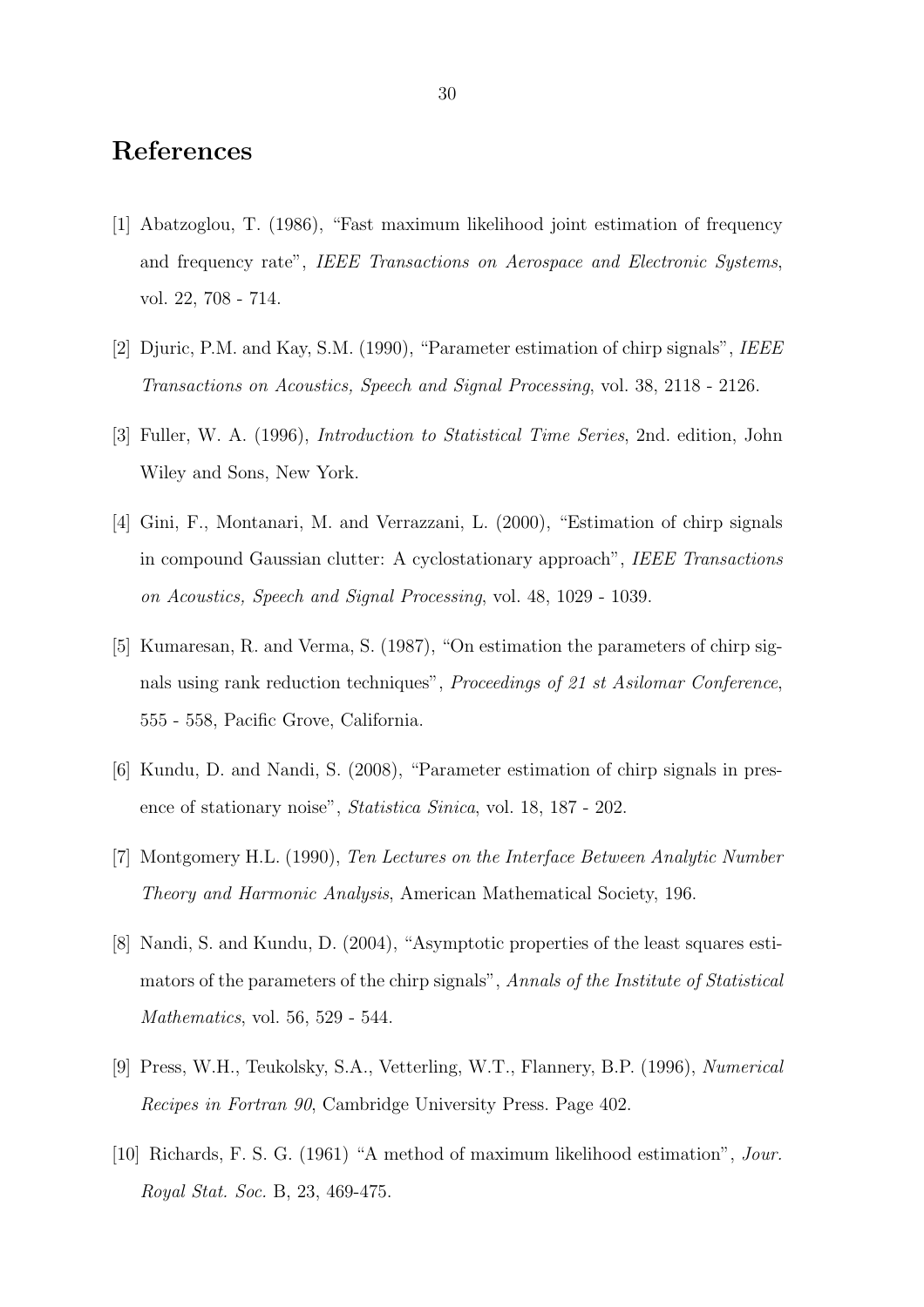# References

[1] Abatzoglou, T. (1986), "Fast maximum likelihood joint estimation of frequency and frequency rate", *IEEE Transactions on Aerospace and Electronic Systems*, vol. 22, 708 - 714.

[2] Djuric, P.M. and Kay, S.M. (1990), "Parameter estimation of chirp signals", *IEEE Transactions on Acoustics, Speech and Signal Processing*, vol. 38, 2118 - 2126.

[3] Fuller, W. A. (1996), *Introduction to Statistical Time Series*, 2nd. edition, John Wiley and Sons, New York.

[4] Gini, F., Montanari, M. and Verrazzani, L. (2000), "Estimation of chirp signals in compound Gaussian clutter: A cyclostationary approach", *IEEE Transactions on Acoustics, Speech and Signal Processing*, vol. 48, 1029 - 1039.

[5] Kumaresan, R. and Verma, S. (1987), "On estimation the parameters of chirp signals using rank reduction techniques", *Proceedings of 21 st Asilomar Conference*, 555 - 558, Pacific Grove, California.

[6] Kundu, D. and Nandi, S. (2008), "Parameter estimation of chirp signals in presence of stationary noise", *Statistica Sinica*, vol. 18, 187 - 202.

[7] Montgomery H.L. (1990), *Ten Lectures on the Interface Between Analytic Number Theory and Harmonic Analysis*, American Mathematical Society, 196.

[8] Nandi, S. and Kundu, D. (2004), "Asymptotic properties of the least squares estimators of the parameters of the chirp signals", *Annals of the Institute of Statistical Mathematics*, vol. 56, 529 - 544.

[9] Press, W.H., Teukolsky, S.A., Vetterling, W.T., Flannery, B.P. (1996), *Numerical Recipes in Fortran 90*, Cambridge University Press. Page 402.

[10] Richards, F. S. G. (1961) "A method of maximum likelihood estimation", *Jour. Royal Stat. Soc.* B, 23, 469-475.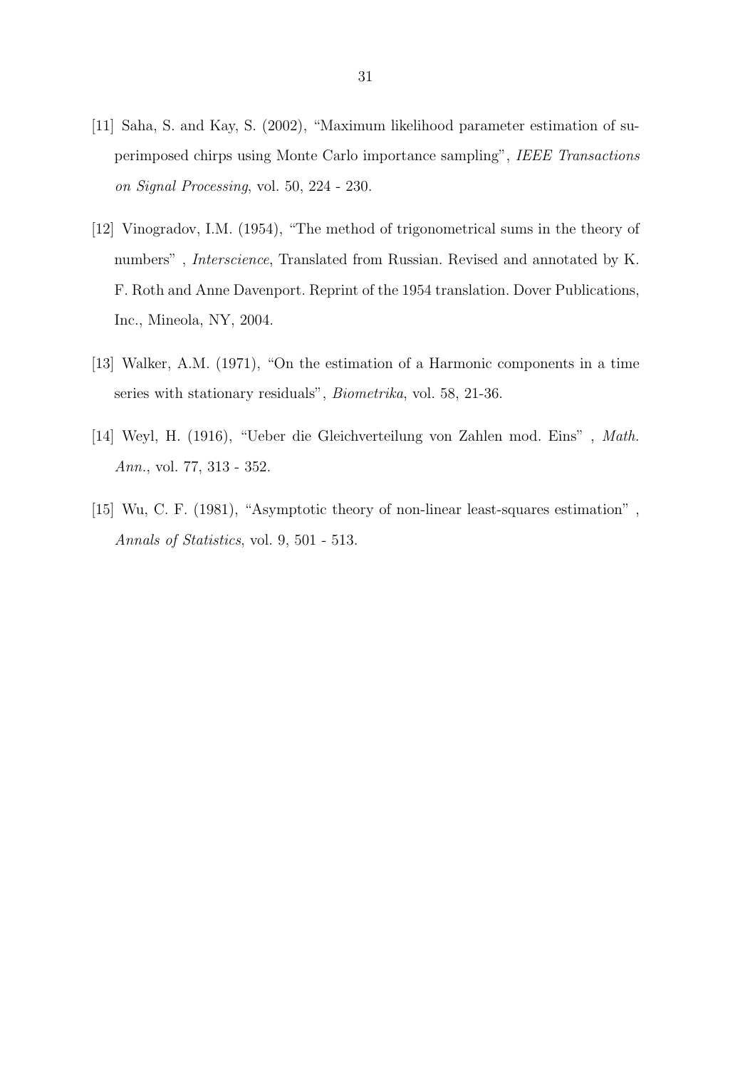[11] Saha, S. and Kay, S. (2002), "Maximum likelihood parameter estimation of superimposed chirps using Monte Carlo importance sampling", *IEEE Transactions on Signal Processing*, vol. 50, 224 - 230.

[12] Vinogradov, I.M. (1954), "The method of trigonometrical sums in the theory of numbers" , *Interscience*, Translated from Russian. Revised and annotated by K. F. Roth and Anne Davenport. Reprint of the 1954 translation. Dover Publications, Inc., Mineola, NY, 2004.

[13] Walker, A.M. (1971), "On the estimation of a Harmonic components in a time series with stationary residuals", *Biometrika*, vol. 58, 21-36.

[14] Weyl, H. (1916), "Ueber die Gleichverteilung von Zahlen mod. Eins" , *Math. Ann.*, vol. 77, 313 - 352.

[15] Wu, C. F. (1981), "Asymptotic theory of non-linear least-squares estimation" , *Annals of Statistics*, vol. 9, 501 - 513.